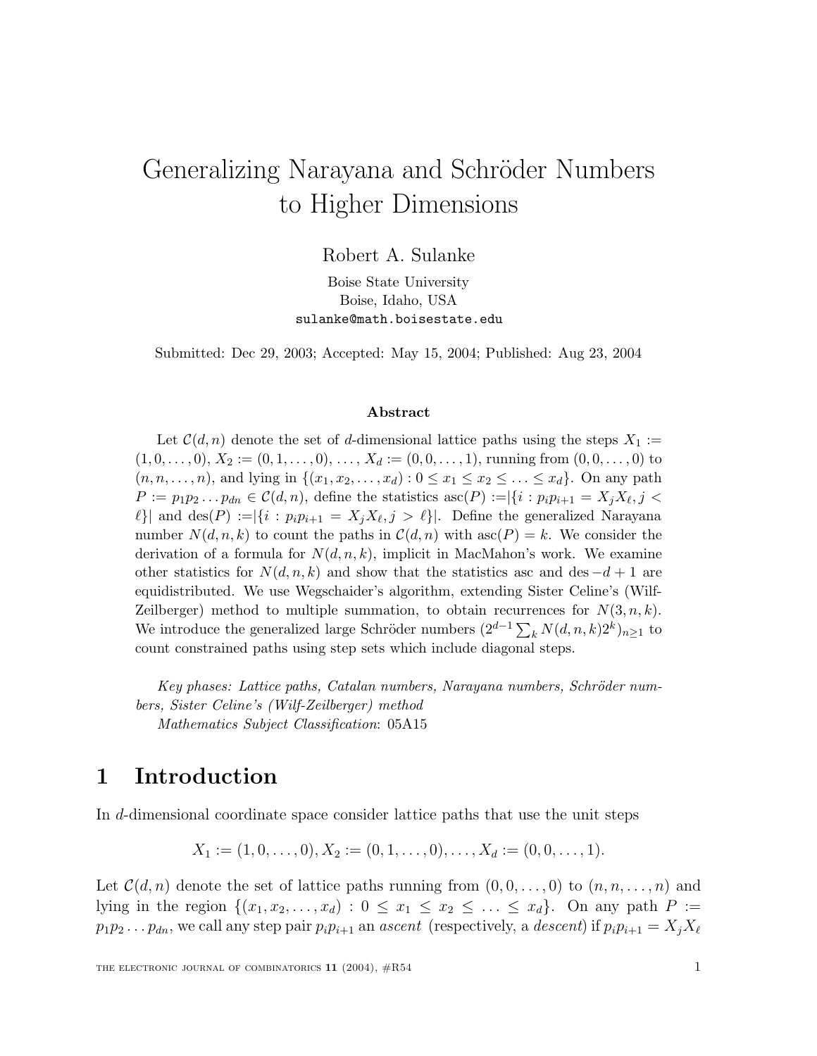# Generalizing Narayana and Schröder Numbers to Higher Dimensions

Robert A. Sulanke

Boise State University
Boise, Idaho, USA
sulanke@math.boisestate.edu

Submitted: Dec 29, 2003; Accepted: May 15, 2004; Published: Aug 23, 2004

### Abstract

Let $\mathcal{C}(d,n)$ denote the set of $d$-dimensional lattice paths using the steps $X_1 := (1,0,\ldots,0)$, $X_2 := (0,1,\ldots,0)$, $\ldots$, $X_d := (0,0,\ldots,1)$, running from $(0,0,\ldots,0)$ to $(n,n,\ldots,n)$, and lying in $\{(x_1,x_2,\ldots,x_d) : 0 \leq x_1 \leq x_2 \leq \ldots \leq x_d\}$. On any path $P := p_1p_2\ldots p_{dn} \in \mathcal{C}(d,n)$, define the statistics $\text{asc}(P) :=|\{i : p_ip_{i+1} = X_jX_\ell, j < \ell\}|$ and $\text{des}(P) :=|\{i : p_ip_{i+1} = X_jX_\ell, j > \ell\}|$. Define the generalized Narayana number $N(d,n,k)$ to count the paths in $\mathcal{C}(d,n)$ with $\text{asc}(P) = k$. We consider the derivation of a formula for $N(d,n,k)$, implicit in MacMahon's work. We examine other statistics for $N(d,n,k)$ and show that the statistics asc and $\text{des} - d + 1$ are equidistributed. We use Wegschaider's algorithm, extending Sister Celine's (Wilf-Zeilberger) method to multiple summation, to obtain recurrences for $N(3,n,k)$. We introduce the generalized large Schröder numbers $(2^{d-1}\sum_k N(d,n,k)2^k)_{n\geq 1}$ to count constrained paths using step sets which include diagonal steps.

*Key phases: Lattice paths, Catalan numbers, Narayana numbers, Schröder numbers, Sister Celine's (Wilf-Zeilberger) method*
*Mathematics Subject Classification*: 05A15

## 1 Introduction

In $d$-dimensional coordinate space consider lattice paths that use the unit steps

$$X_1 := (1,0,\ldots,0), X_2 := (0,1,\ldots,0), \ldots, X_d := (0,0,\ldots,1).$$

Let $\mathcal{C}(d,n)$ denote the set of lattice paths running from $(0,0,\ldots,0)$ to $(n,n,\ldots,n)$ and lying in the region $\{(x_1,x_2,\ldots,x_d) : 0 \leq x_1 \leq x_2 \leq \ldots \leq x_d\}$. On any path $P := p_1p_2\ldots p_{dn}$, we call any step pair $p_ip_{i+1}$ an *ascent* (respectively, a *descent*) if $p_ip_{i+1} = X_jX_\ell$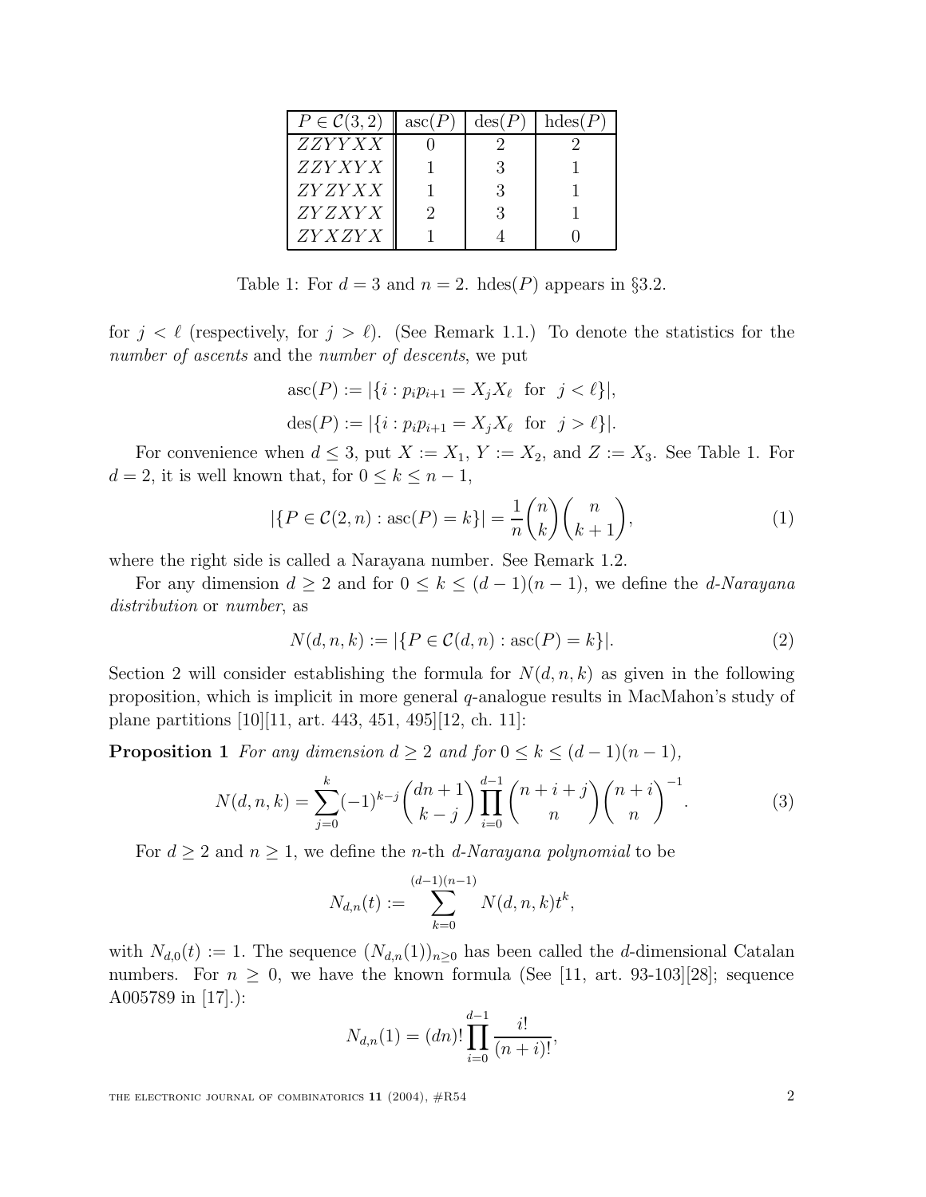| $P \in \mathcal{C}(3,2)$ | $\mathrm{asc}(P)$ | $\mathrm{des}(P)$ | $\mathrm{hdes}(P)$ |
|---|---|---|---|
| $ZZYYXX$ | 0 | 2 | 2 |
| $ZZYXYX$ | 1 | 3 | 1 |
| $ZYZYXX$ | 1 | 3 | 1 |
| $ZYZXYX$ | 2 | 3 | 1 |
| $ZYXZYX$ | 1 | 4 | 0 |

Table 1: For $d = 3$ and $n = 2$. $\mathrm{hdes}(P)$ appears in §3.2.

for $j < \ell$ (respectively, for $j > \ell$). (See Remark 1.1.) To denote the statistics for the *number of ascents* and the *number of descents*, we put

$$\mathrm{asc}(P) := |\{i : p_i p_{i+1} = X_j X_\ell \text{ for } j < \ell\}|,$$

$$\mathrm{des}(P) := |\{i : p_i p_{i+1} = X_j X_\ell \text{ for } j > \ell\}|.$$

For convenience when $d \leq 3$, put $X := X_1$, $Y := X_2$, and $Z := X_3$. See Table 1. For $d = 2$, it is well known that, for $0 \leq k \leq n-1$,

$$|\{P \in \mathcal{C}(2,n) : \mathrm{asc}(P) = k\}| = \frac{1}{n}\binom{n}{k}\binom{n}{k+1}, \tag{1}$$

where the right side is called a Narayana number. See Remark 1.2.

For any dimension $d \geq 2$ and for $0 \leq k \leq (d-1)(n-1)$, we define the *d-Narayana distribution* or *number*, as

$$N(d,n,k) := |\{P \in \mathcal{C}(d,n) : \mathrm{asc}(P) = k\}|. \tag{2}$$

Section 2 will consider establishing the formula for $N(d,n,k)$ as given in the following proposition, which is implicit in more general $q$-analogue results in MacMahon's study of plane partitions [10][11, art. 443, 451, 495][12, ch. 11]:

**Proposition 1** *For any dimension $d \geq 2$ and for $0 \leq k \leq (d-1)(n-1)$,*

$$N(d,n,k) = \sum_{j=0}^{k} (-1)^{k-j} \binom{dn+1}{k-j} \prod_{i=0}^{d-1} \binom{n+i+j}{n} \binom{n+i}{n}^{-1}. \tag{3}$$

For $d \geq 2$ and $n \geq 1$, we define the $n$-th *d-Narayana polynomial* to be

$$N_{d,n}(t) := \sum_{k=0}^{(d-1)(n-1)} N(d,n,k) t^k,$$

with $N_{d,0}(t) := 1$. The sequence $(N_{d,n}(1))_{n \geq 0}$ has been called the $d$-dimensional Catalan numbers. For $n \geq 0$, we have the known formula (See [11, art. 93-103][28]; sequence A005789 in [17].):

$$N_{d,n}(1) = (dn)! \prod_{i=0}^{d-1} \frac{i!}{(n+i)!},$$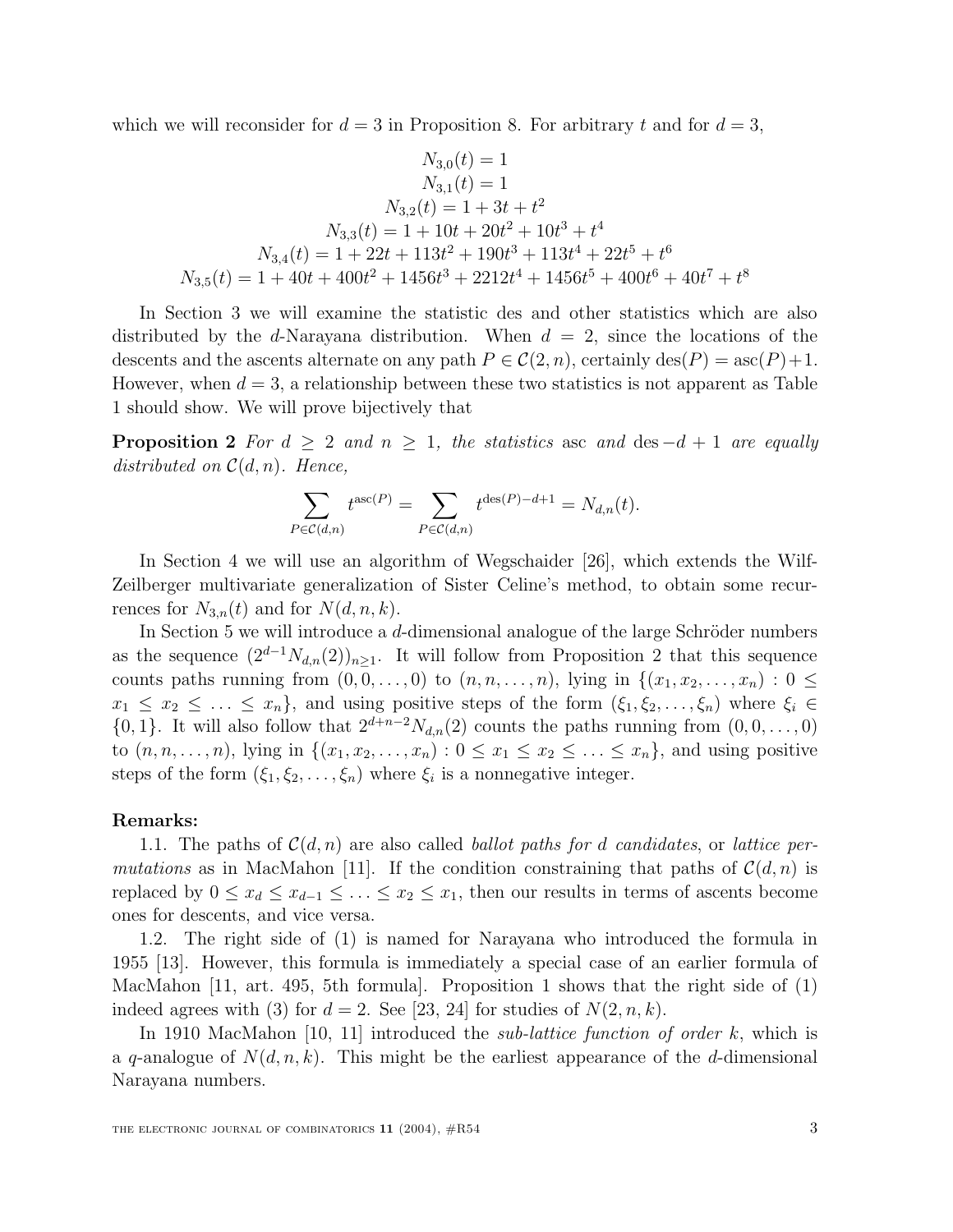which we will reconsider for $d = 3$ in Proposition 8. For arbitrary $t$ and for $d = 3$,

$$
\begin{gathered}
N_{3,0}(t) = 1 \\
N_{3,1}(t) = 1 \\
N_{3,2}(t) = 1 + 3t + t^2 \\
N_{3,3}(t) = 1 + 10t + 20t^2 + 10t^3 + t^4 \\
N_{3,4}(t) = 1 + 22t + 113t^2 + 190t^3 + 113t^4 + 22t^5 + t^6 \\
N_{3,5}(t) = 1 + 40t + 400t^2 + 1456t^3 + 2212t^4 + 1456t^5 + 400t^6 + 40t^7 + t^8
\end{gathered}
$$

In Section 3 we will examine the statistic des and other statistics which are also distributed by the $d$-Narayana distribution. When $d = 2$, since the locations of the descents and the ascents alternate on any path $P \in \mathcal{C}(2, n)$, certainly $\operatorname{des}(P) = \operatorname{asc}(P)+1$. However, when $d = 3$, a relationship between these two statistics is not apparent as Table 1 should show. We will prove bijectively that

**Proposition 2** *For $d \geq 2$ and $n \geq 1$, the statistics* asc *and* $\operatorname{des} -d + 1$ *are equally distributed on $\mathcal{C}(d, n)$. Hence,*

$$
\sum_{P \in \mathcal{C}(d,n)} t^{\operatorname{asc}(P)} = \sum_{P \in \mathcal{C}(d,n)} t^{\operatorname{des}(P)-d+1} = N_{d,n}(t).
$$

In Section 4 we will use an algorithm of Wegschaider [26], which extends the Wilf-Zeilberger multivariate generalization of Sister Celine's method, to obtain some recurrences for $N_{3,n}(t)$ and for $N(d, n, k)$.

In Section 5 we will introduce a $d$-dimensional analogue of the large Schröder numbers as the sequence $(2^{d-1}N_{d,n}(2))_{n\geq 1}$. It will follow from Proposition 2 that this sequence counts paths running from $(0, 0, \ldots, 0)$ to $(n, n, \ldots, n)$, lying in $\{(x_1, x_2, \ldots, x_n) : 0 \leq x_1 \leq x_2 \leq \ldots \leq x_n\}$, and using positive steps of the form $(\xi_1, \xi_2, \ldots, \xi_n)$ where $\xi_i \in \{0, 1\}$. It will also follow that $2^{d+n-2}N_{d,n}(2)$ counts the paths running from $(0, 0, \ldots, 0)$ to $(n, n, \ldots, n)$, lying in $\{(x_1, x_2, \ldots, x_n) : 0 \leq x_1 \leq x_2 \leq \ldots \leq x_n\}$, and using positive steps of the form $(\xi_1, \xi_2, \ldots, \xi_n)$ where $\xi_i$ is a nonnegative integer.

**Remarks:**

1.1. The paths of $\mathcal{C}(d, n)$ are also called *ballot paths for d candidates*, or *lattice permutations* as in MacMahon [11]. If the condition constraining that paths of $\mathcal{C}(d, n)$ is replaced by $0 \leq x_d \leq x_{d-1} \leq \ldots \leq x_2 \leq x_1$, then our results in terms of ascents become ones for descents, and vice versa.

1.2. The right side of (1) is named for Narayana who introduced the formula in 1955 [13]. However, this formula is immediately a special case of an earlier formula of MacMahon [11, art. 495, 5th formula]. Proposition 1 shows that the right side of (1) indeed agrees with (3) for $d = 2$. See [23, 24] for studies of $N(2, n, k)$.

In 1910 MacMahon [10, 11] introduced the *sub-lattice function of order k*, which is a $q$-analogue of $N(d, n, k)$. This might be the earliest appearance of the $d$-dimensional Narayana numbers.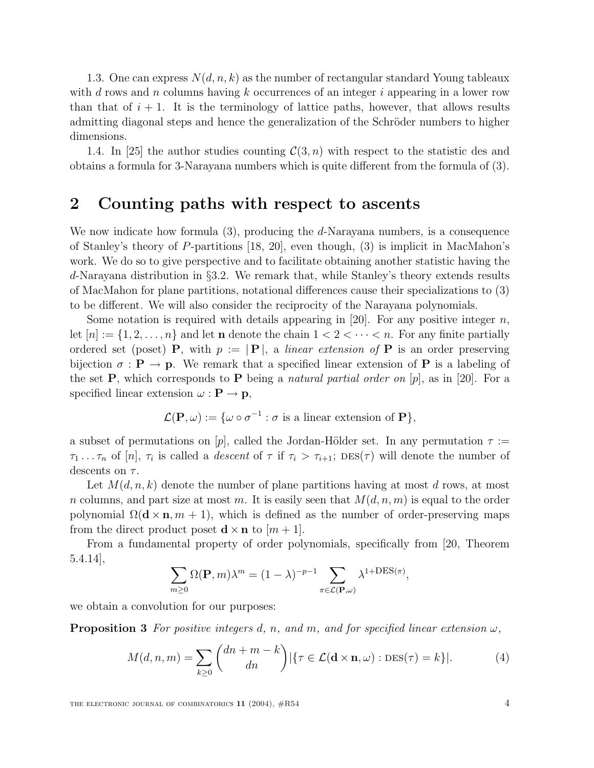1.3. One can express $N(d, n, k)$ as the number of rectangular standard Young tableaux with $d$ rows and $n$ columns having $k$ occurrences of an integer $i$ appearing in a lower row than that of $i+1$. It is the terminology of lattice paths, however, that allows results admitting diagonal steps and hence the generalization of the Schröder numbers to higher dimensions.

1.4. In [25] the author studies counting $\mathcal{C}(3, n)$ with respect to the statistic des and obtains a formula for 3-Narayana numbers which is quite different from the formula of (3).

## 2 Counting paths with respect to ascents

We now indicate how formula (3), producing the $d$-Narayana numbers, is a consequence of Stanley's theory of $P$-partitions [18, 20], even though, (3) is implicit in MacMahon's work. We do so to give perspective and to facilitate obtaining another statistic having the $d$-Narayana distribution in §3.2. We remark that, while Stanley's theory extends results of MacMahon for plane partitions, notational differences cause their specializations to (3) to be different. We will also consider the reciprocity of the Narayana polynomials.

Some notation is required with details appearing in [20]. For any positive integer $n$, let $[n] := \{1, 2, \ldots, n\}$ and let $\mathbf{n}$ denote the chain $1 < 2 < \cdots < n$. For any finite partially ordered set (poset) $\mathbf{P}$, with $p := |\,\mathbf{P}\,|$, a *linear extension of* $\mathbf{P}$ is an order preserving bijection $\sigma : \mathbf{P} \to \mathbf{p}$. We remark that a specified linear extension of $\mathbf{P}$ is a labeling of the set $\mathbf{P}$, which corresponds to $\mathbf{P}$ being a *natural partial order on* $[p]$, as in [20]. For a specified linear extension $\omega : \mathbf{P} \to \mathbf{p}$,

$$\mathcal{L}(\mathbf{P}, \omega) := \{\omega \circ \sigma^{-1} : \sigma \text{ is a linear extension of } \mathbf{P}\},$$

a subset of permutations on $[p]$, called the Jordan-Hölder set. In any permutation $\tau := \tau_1 \ldots \tau_n$ of $[n]$, $\tau_i$ is called a *descent* of $\tau$ if $\tau_i > \tau_{i+1}$; $\mathrm{DES}(\tau)$ will denote the number of descents on $\tau$.

Let $M(d, n, k)$ denote the number of plane partitions having at most $d$ rows, at most $n$ columns, and part size at most $m$. It is easily seen that $M(d, n, m)$ is equal to the order polynomial $\Omega(\mathbf{d} \times \mathbf{n}, m+1)$, which is defined as the number of order-preserving maps from the direct product poset $\mathbf{d} \times \mathbf{n}$ to $[m+1]$.

From a fundamental property of order polynomials, specifically from [20, Theorem 5.4.14],

$$\sum_{m \geq 0} \Omega(\mathbf{P}, m)\lambda^m = (1-\lambda)^{-p-1} \sum_{\pi \in \mathcal{L}(\mathbf{P}, \omega)} \lambda^{1+\mathrm{DES}(\pi)},$$

we obtain a convolution for our purposes:

**Proposition 3** *For positive integers $d$, $n$, and $m$, and for specified linear extension $\omega$,*

$$M(d, n, m) = \sum_{k \geq 0} \binom{dn + m - k}{dn} |\{\tau \in \mathcal{L}(\mathbf{d} \times \mathbf{n}, \omega) : \mathrm{DES}(\tau) = k\}|. \tag{4}$$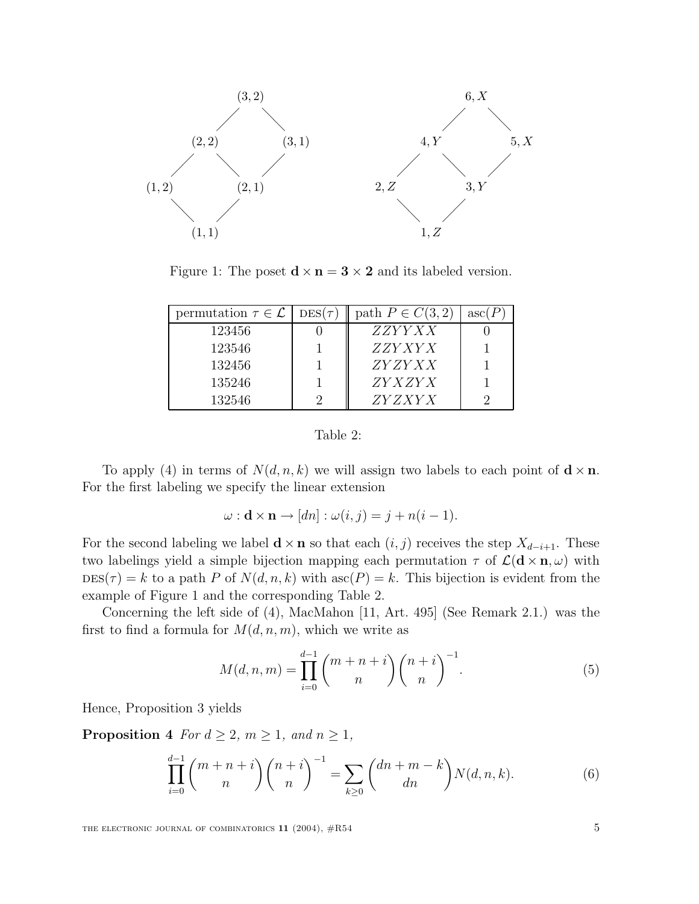Figure 1: The poset $\mathbf{d} \times \mathbf{n} = \mathbf{3} \times \mathbf{2}$ and its labeled version.

| permutation $\tau \in \mathcal{L}$ | $\text{DES}(\tau)$ | path $P \in C(3,2)$ | $\text{asc}(P)$ |
|---|---|---|---|
| 123456 | 0 | $ZZYYXX$ | 0 |
| 123546 | 1 | $ZZYXYX$ | 1 |
| 132456 | 1 | $ZYZYXX$ | 1 |
| 135246 | 1 | $ZYXZYX$ | 1 |
| 132546 | 2 | $ZYZXYX$ | 2 |

Table 2:

To apply (4) in terms of $N(d,n,k)$ we will assign two labels to each point of $\mathbf{d} \times \mathbf{n}$. For the first labeling we specify the linear extension

$$\omega : \mathbf{d} \times \mathbf{n} \to [dn] : \omega(i,j) = j + n(i-1).$$

For the second labeling we label $\mathbf{d} \times \mathbf{n}$ so that each $(i,j)$ receives the step $X_{d-i+1}$. These two labelings yield a simple bijection mapping each permutation $\tau$ of $\mathcal{L}(\mathbf{d} \times \mathbf{n}, \omega)$ with $\text{DES}(\tau) = k$ to a path $P$ of $N(d,n,k)$ with $\text{asc}(P) = k$. This bijection is evident from the example of Figure 1 and the corresponding Table 2.

Concerning the left side of (4), MacMahon [11, Art. 495] (See Remark 2.1.) was the first to find a formula for $M(d,n,m)$, which we write as

$$M(d,n,m) = \prod_{i=0}^{d-1} \binom{m+n+i}{n} \binom{n+i}{n}^{-1}. \tag{5}$$

Hence, Proposition 3 yields

**Proposition 4** *For $d \geq 2$, $m \geq 1$, and $n \geq 1$,*

$$\prod_{i=0}^{d-1} \binom{m+n+i}{n} \binom{n+i}{n}^{-1} = \sum_{k \geq 0} \binom{dn+m-k}{dn} N(d,n,k). \tag{6}$$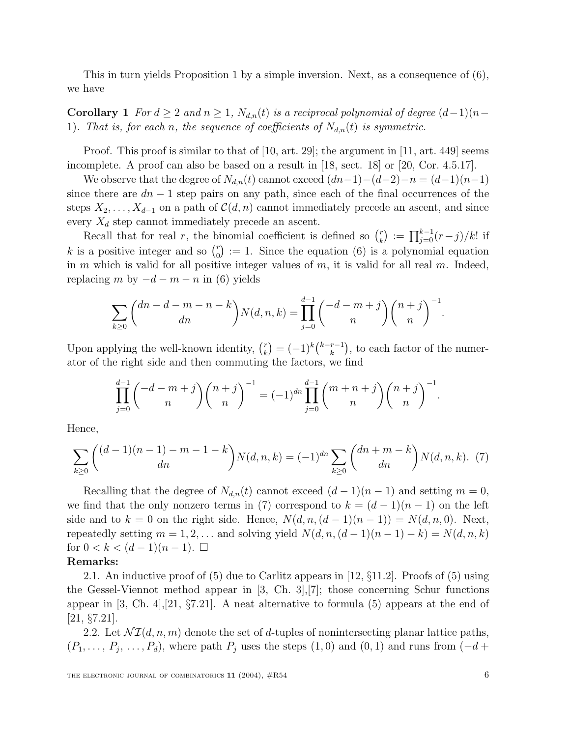This in turn yields Proposition 1 by a simple inversion. Next, as a consequence of (6), we have

**Corollary 1** *For $d \geq 2$ and $n \geq 1$, $N_{d,n}(t)$ is a reciprocal polynomial of degree $(d-1)(n-1)$. That is, for each $n$, the sequence of coefficients of $N_{d,n}(t)$ is symmetric.*

Proof. This proof is similar to that of [10, art. 29]; the argument in [11, art. 449] seems incomplete. A proof can also be based on a result in [18, sect. 18] or [20, Cor. 4.5.17].

We observe that the degree of $N_{d,n}(t)$ cannot exceed $(dn-1)-(d-2)-n = (d-1)(n-1)$ since there are $dn-1$ step pairs on any path, since each of the final occurrences of the steps $X_2, \ldots, X_{d-1}$ on a path of $\mathcal{C}(d,n)$ cannot immediately precede an ascent, and since every $X_d$ step cannot immediately precede an ascent.

Recall that for real $r$, the binomial coefficient is defined so $\binom{r}{k} := \prod_{j=0}^{k-1}(r-j)/k!$ if $k$ is a positive integer and so $\binom{r}{0} := 1$. Since the equation (6) is a polynomial equation in $m$ which is valid for all positive integer values of $m$, it is valid for all real $m$. Indeed, replacing $m$ by $-d-m-n$ in (6) yields

$$\sum_{k \geq 0} \binom{dn-d-m-n-k}{dn} N(d,n,k) = \prod_{j=0}^{d-1} \binom{-d-m+j}{n} \binom{n+j}{n}^{-1}.$$

Upon applying the well-known identity, $\binom{r}{k} = (-1)^k \binom{k-r-1}{k}$, to each factor of the numerator of the right side and then commuting the factors, we find

$$\prod_{j=0}^{d-1} \binom{-d-m+j}{n} \binom{n+j}{n}^{-1} = (-1)^{dn} \prod_{j=0}^{d-1} \binom{m+n+j}{n} \binom{n+j}{n}^{-1}.$$

Hence,

$$\sum_{k \geq 0} \binom{(d-1)(n-1)-m-1-k}{dn} N(d,n,k) = (-1)^{dn} \sum_{k \geq 0} \binom{dn+m-k}{dn} N(d,n,k). \quad (7)$$

Recalling that the degree of $N_{d,n}(t)$ cannot exceed $(d-1)(n-1)$ and setting $m=0$, we find that the only nonzero terms in (7) correspond to $k=(d-1)(n-1)$ on the left side and to $k=0$ on the right side. Hence, $N(d,n,(d-1)(n-1)) = N(d,n,0)$. Next, repeatedly setting $m=1,2,\ldots$ and solving yield $N(d,n,(d-1)(n-1)-k) = N(d,n,k)$ for $0 < k < (d-1)(n-1)$. □

**Remarks:**

2.1. An inductive proof of (5) due to Carlitz appears in [12, §11.2]. Proofs of (5) using the Gessel-Viennot method appear in [3, Ch. 3],[7]; those concerning Schur functions appear in [3, Ch. 4],[21, §7.21]. A neat alternative to formula (5) appears at the end of [21, §7.21].

2.2. Let $\mathcal{NI}(d,n,m)$ denote the set of $d$-tuples of nonintersecting planar lattice paths, $(P_1, \ldots, P_j, \ldots, P_d)$, where path $P_j$ uses the steps $(1,0)$ and $(0,1)$ and runs from $(-d+$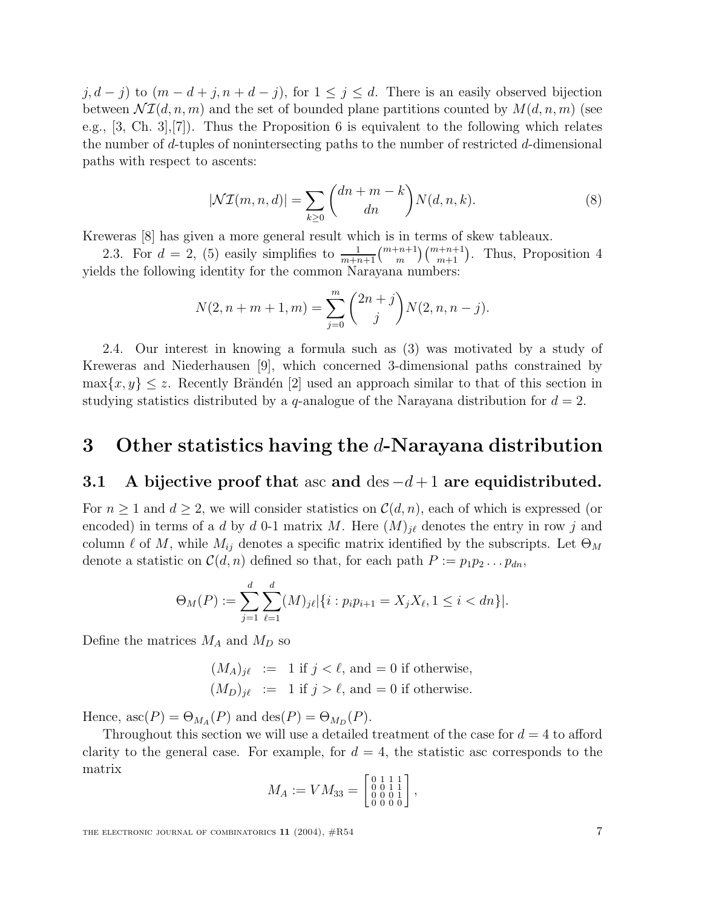$j, d-j)$ to $(m-d+j, n+d-j)$, for $1 \leq j \leq d$. There is an easily observed bijection between $\mathcal{NI}(d, n, m)$ and the set of bounded plane partitions counted by $M(d, n, m)$ (see e.g., [3, Ch. 3],[7]). Thus the Proposition 6 is equivalent to the following which relates the number of $d$-tuples of nonintersecting paths to the number of restricted $d$-dimensional paths with respect to ascents:

$$|\mathcal{NI}(m, n, d)| = \sum_{k \geq 0} \binom{dn + m - k}{dn} N(d, n, k). \tag{8}$$

Kreweras [8] has given a more general result which is in terms of skew tableaux.

2.3. For $d = 2$, (5) easily simplifies to $\frac{1}{m+n+1}\binom{m+n+1}{m}\binom{m+n+1}{m+1}$. Thus, Proposition 4 yields the following identity for the common Narayana numbers:

$$N(2, n+m+1, m) = \sum_{j=0}^{m} \binom{2n+j}{j} N(2, n, n-j).$$

2.4. Our interest in knowing a formula such as (3) was motivated by a study of Kreweras and Niederhausen [9], which concerned 3-dimensional paths constrained by $\max\{x, y\} \leq z$. Recently Brändén [2] used an approach similar to that of this section in studying statistics distributed by a $q$-analogue of the Narayana distribution for $d = 2$.

# 3 Other statistics having the $d$-Narayana distribution

## 3.1 A bijective proof that asc and $\mathrm{des} - d + 1$ are equidistributed.

For $n \geq 1$ and $d \geq 2$, we will consider statistics on $\mathcal{C}(d, n)$, each of which is expressed (or encoded) in terms of a $d$ by $d$ 0-1 matrix $M$. Here $(M)_{j\ell}$ denotes the entry in row $j$ and column $\ell$ of $M$, while $M_{ij}$ denotes a specific matrix identified by the subscripts. Let $\Theta_M$ denote a statistic on $\mathcal{C}(d, n)$ defined so that, for each path $P := p_1 p_2 \ldots p_{dn}$,

$$\Theta_M(P) := \sum_{j=1}^{d} \sum_{\ell=1}^{d} (M)_{j\ell} |\{i : p_i p_{i+1} = X_j X_\ell, 1 \leq i < dn\}|.$$

Define the matrices $M_A$ and $M_D$ so

$$\begin{aligned}
(M_A)_{j\ell} &:= 1 \text{ if } j < \ell, \text{ and } = 0 \text{ if otherwise,} \\
(M_D)_{j\ell} &:= 1 \text{ if } j > \ell, \text{ and } = 0 \text{ if otherwise.}
\end{aligned}$$

Hence, $\mathrm{asc}(P) = \Theta_{M_A}(P)$ and $\mathrm{des}(P) = \Theta_{M_D}(P)$.

Throughout this section we will use a detailed treatment of the case for $d = 4$ to afford clarity to the general case. For example, for $d = 4$, the statistic asc corresponds to the matrix

$$M_A := VM_{33} = \begin{bmatrix} 0 & 1 & 1 & 1 \\ 0 & 0 & 1 & 1 \\ 0 & 0 & 0 & 1 \\ 0 & 0 & 0 & 0 \end{bmatrix},$$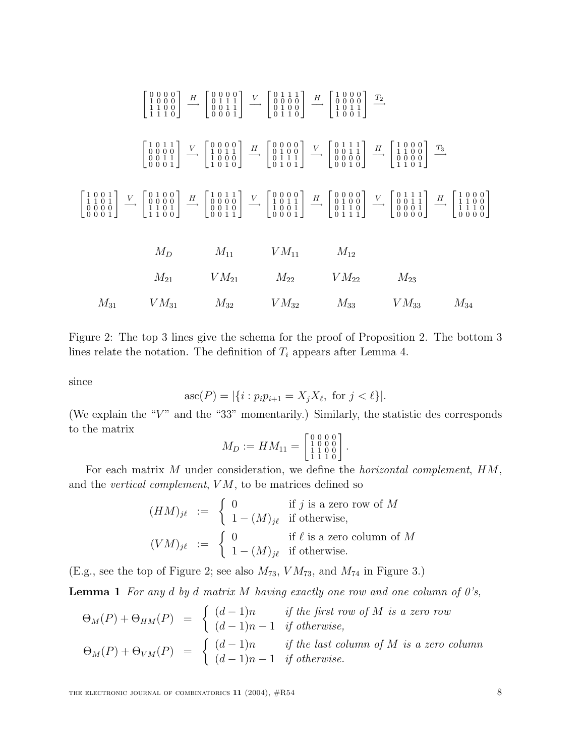$$\begin{bmatrix} 0&0&0&0\\1&0&0&0\\1&1&0&0\\1&1&1&0 \end{bmatrix} \xrightarrow{H} \begin{bmatrix} 0&0&0&0\\0&1&1&1\\0&0&1&1\\0&0&0&1 \end{bmatrix} \xrightarrow{V} \begin{bmatrix} 0&1&1&1\\0&0&0&0\\0&1&0&0\\0&1&1&0 \end{bmatrix} \xrightarrow{H} \begin{bmatrix} 1&0&0&0\\0&0&0&0\\1&0&1&1\\1&0&0&1 \end{bmatrix} \xrightarrow{T_2}$$

$$\begin{bmatrix} 1&0&1&1\\0&0&0&0\\0&0&1&1\\0&0&0&1 \end{bmatrix} \xrightarrow{V} \begin{bmatrix} 0&0&0&0\\1&0&1&1\\1&0&0&0\\1&0&1&0 \end{bmatrix} \xrightarrow{H} \begin{bmatrix} 0&0&0&0\\0&1&0&0\\0&1&1&1\\0&1&0&1 \end{bmatrix} \xrightarrow{V} \begin{bmatrix} 0&1&1&1\\0&0&1&1\\0&0&0&0\\0&0&1&0 \end{bmatrix} \xrightarrow{H} \begin{bmatrix} 1&0&0&0\\1&1&0&0\\0&0&0&0\\1&1&0&1 \end{bmatrix} \xrightarrow{T_3}$$

$$\begin{bmatrix} 1&0&0&1\\1&1&0&1\\0&0&0&0\\0&0&0&1 \end{bmatrix} \xrightarrow{V} \begin{bmatrix} 0&1&0&0\\0&0&0&0\\1&1&0&1\\1&1&0&0 \end{bmatrix} \xrightarrow{H} \begin{bmatrix} 1&0&1&1\\0&0&0&0\\0&0&1&0\\0&0&1&1 \end{bmatrix} \xrightarrow{V} \begin{bmatrix} 0&0&0&0\\1&0&1&1\\1&0&0&1\\0&0&0&1 \end{bmatrix} \xrightarrow{H} \begin{bmatrix} 0&0&0&0\\0&1&0&0\\0&1&1&0\\0&1&1&1 \end{bmatrix} \xrightarrow{V} \begin{bmatrix} 0&1&1&1\\0&0&1&1\\0&0&0&1\\0&0&0&0 \end{bmatrix} \xrightarrow{H} \begin{bmatrix} 1&0&0&0\\1&1&0&0\\1&1&1&0\\0&0&0&0 \end{bmatrix}$$

$$M_D \qquad M_{11} \qquad VM_{11} \qquad M_{12}$$

$$M_{21} \qquad VM_{21} \qquad M_{22} \qquad VM_{22} \qquad M_{23}$$

$$M_{31} \qquad VM_{31} \qquad M_{32} \qquad VM_{32} \qquad M_{33} \qquad VM_{33} \qquad M_{34}$$

Figure 2: The top 3 lines give the schema for the proof of Proposition 2. The bottom 3 lines relate the notation. The definition of $T_i$ appears after Lemma 4.

since

$$\mathrm{asc}(P) = |\{i : p_i p_{i+1} = X_j X_\ell, \text{ for } j < \ell\}|.$$

(We explain the "$V$" and the "33" momentarily.) Similarly, the statistic des corresponds to the matrix

$$M_D := HM_{11} = \begin{bmatrix} 0&0&0&0\\1&0&0&0\\1&1&0&0\\1&1&1&0 \end{bmatrix}.$$

For each matrix $M$ under consideration, we define the *horizontal complement*, $HM$, and the *vertical complement*, $VM$, to be matrices defined so

$$(HM)_{j\ell} := \begin{cases} 0 & \text{if } j \text{ is a zero row of } M \\ 1-(M)_{j\ell} & \text{if otherwise,} \end{cases}$$

$$(VM)_{j\ell} := \begin{cases} 0 & \text{if } \ell \text{ is a zero column of } M \\ 1-(M)_{j\ell} & \text{if otherwise.} \end{cases}$$

(E.g., see the top of Figure 2; see also $M_{73}$, $VM_{73}$, and $M_{74}$ in Figure 3.)

**Lemma 1** *For any $d$ by $d$ matrix $M$ having exactly one row and one column of 0's,*

$$\Theta_M(P) + \Theta_{HM}(P) = \begin{cases} (d-1)n & \text{if the first row of } M \text{ is a zero row} \\ (d-1)n-1 & \text{if otherwise,} \end{cases}$$

$$\Theta_M(P) + \Theta_{VM}(P) = \begin{cases} (d-1)n & \text{if the last column of } M \text{ is a zero column} \\ (d-1)n-1 & \text{if otherwise.} \end{cases}$$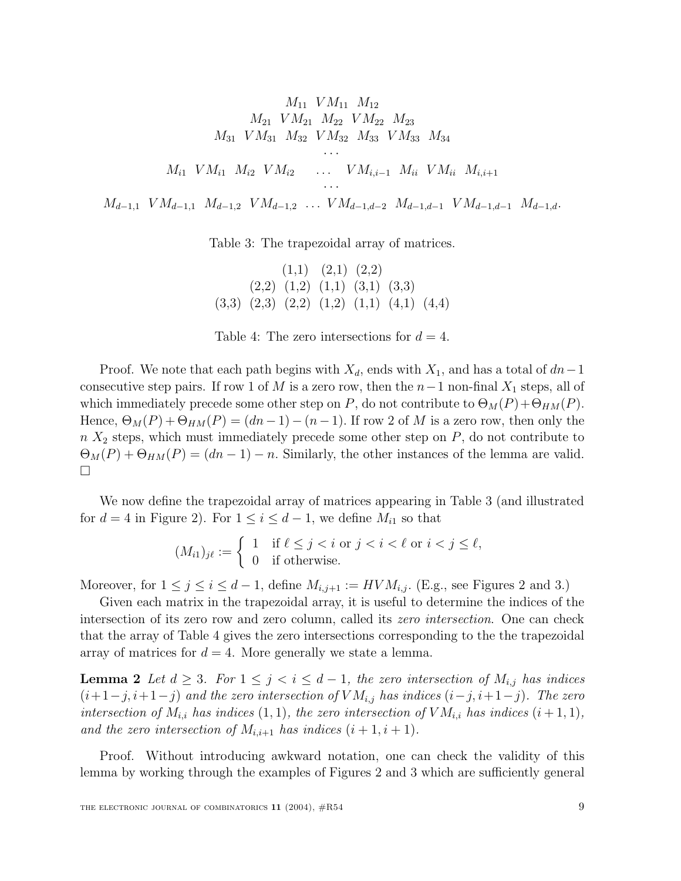$$
\begin{array}{c}
M_{11}\ \ VM_{11}\ \ M_{12} \\
M_{21}\ \ VM_{21}\ \ M_{22}\ \ VM_{22}\ \ M_{23} \\
M_{31}\ \ VM_{31}\ \ M_{32}\ \ VM_{32}\ \ M_{33}\ \ VM_{33}\ \ M_{34} \\
\cdots \\
M_{i1}\ \ VM_{i1}\ \ M_{i2}\ \ VM_{i2}\quad \ldots\quad VM_{i,i-1}\ \ M_{ii}\ \ VM_{ii}\ \ M_{i,i+1} \\
\cdots \\
M_{d-1,1}\ \ VM_{d-1,1}\ \ M_{d-1,2}\ \ VM_{d-1,2}\ \ \ldots\ VM_{d-1,d-2}\ \ M_{d-1,d-1}\ \ VM_{d-1,d-1}\ \ M_{d-1,d}.
\end{array}
$$

Table 3: The trapezoidal array of matrices.

$$
\begin{array}{c}
(1,1)\ \ (2,1)\ \ (2,2) \\
(2,2)\ \ (1,2)\ \ (1,1)\ \ (3,1)\ \ (3,3) \\
(3,3)\ \ (2,3)\ \ (2,2)\ \ (1,2)\ \ (1,1)\ \ (4,1)\ \ (4,4)
\end{array}
$$

Table 4: The zero intersections for $d = 4$.

Proof. We note that each path begins with $X_d$, ends with $X_1$, and has a total of $dn-1$ consecutive step pairs. If row 1 of $M$ is a zero row, then the $n-1$ non-final $X_1$ steps, all of which immediately precede some other step on $P$, do not contribute to $\Theta_M(P)+\Theta_{HM}(P)$. Hence, $\Theta_M(P)+\Theta_{HM}(P) = (dn-1)-(n-1)$. If row 2 of $M$ is a zero row, then only the $n$ $X_2$ steps, which must immediately precede some other step on $P$, do not contribute to $\Theta_M(P)+\Theta_{HM}(P) = (dn-1)-n$. Similarly, the other instances of the lemma are valid. □

We now define the trapezoidal array of matrices appearing in Table 3 (and illustrated for $d = 4$ in Figure 2). For $1 \le i \le d-1$, we define $M_{i1}$ so that

$$
(M_{i1})_{j\ell} := \begin{cases} 1 & \text{if } \ell \le j < i \text{ or } j < i < \ell \text{ or } i < j \le \ell, \\ 0 & \text{if otherwise.} \end{cases}
$$

Moreover, for $1 \le j \le i \le d-1$, define $M_{i,j+1} := HVM_{i,j}$. (E.g., see Figures 2 and 3.)

Given each matrix in the trapezoidal array, it is useful to determine the indices of the intersection of its zero row and zero column, called its *zero intersection*. One can check that the array of Table 4 gives the zero intersections corresponding to the the trapezoidal array of matrices for $d = 4$. More generally we state a lemma.

**Lemma 2** *Let $d \ge 3$. For $1 \le j < i \le d-1$, the zero intersection of $M_{i,j}$ has indices $(i+1-j, i+1-j)$ and the zero intersection of $VM_{i,j}$ has indices $(i-j, i+1-j)$. The zero intersection of $M_{i,i}$ has indices $(1,1)$, the zero intersection of $VM_{i,i}$ has indices $(i+1,1)$, and the zero intersection of $M_{i,i+1}$ has indices $(i+1, i+1)$.*

Proof. Without introducing awkward notation, one can check the validity of this lemma by working through the examples of Figures 2 and 3 which are sufficiently general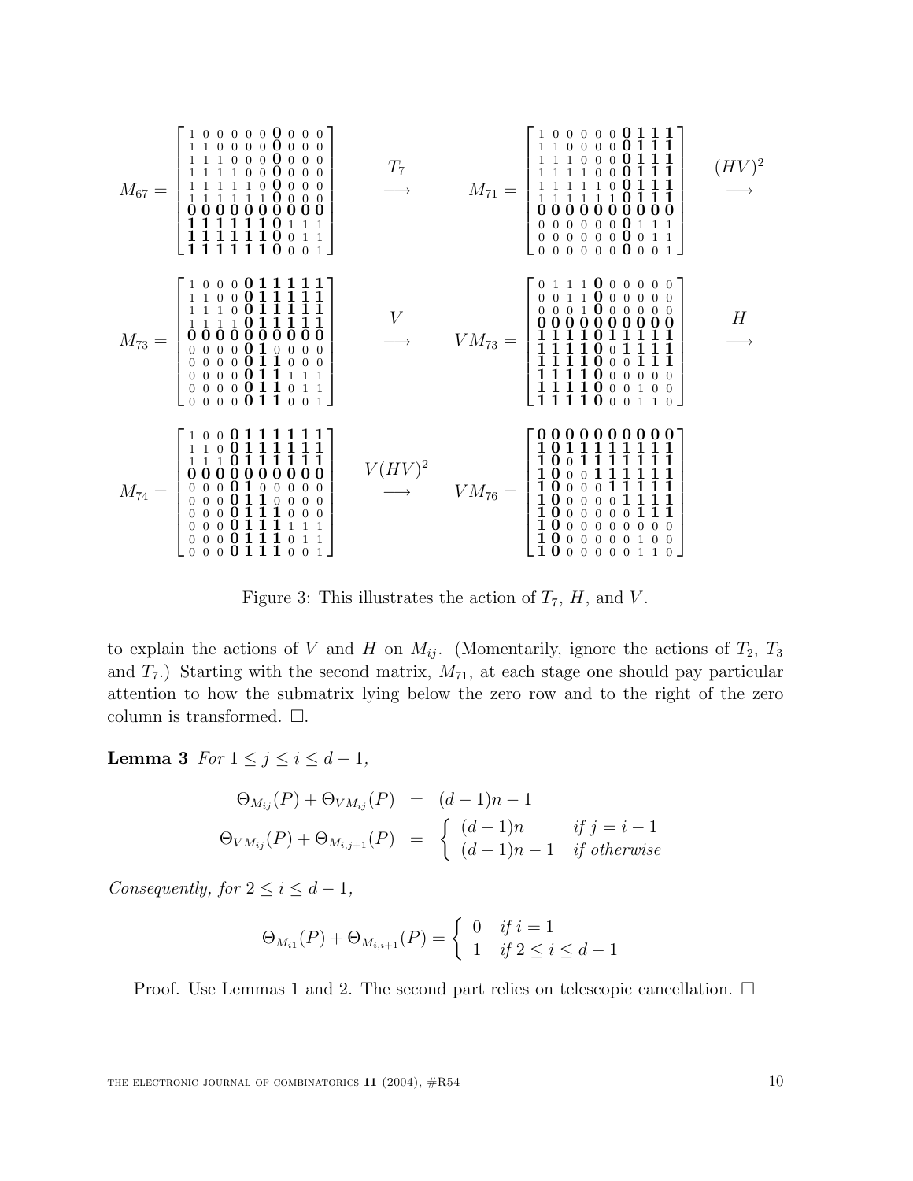$$
M_{67} = \begin{bmatrix}
1&0&0&0&0&0&\mathbf{0}&0&0&0\\
1&1&0&0&0&0&\mathbf{0}&0&0&0\\
1&1&1&0&0&0&\mathbf{0}&0&0&0\\
1&1&1&1&0&0&\mathbf{0}&0&0&0\\
1&1&1&1&1&0&\mathbf{0}&0&0&0\\
1&1&1&1&1&1&\mathbf{0}&0&0&0\\
\mathbf{0}&\mathbf{0}&\mathbf{0}&\mathbf{0}&\mathbf{0}&\mathbf{0}&\mathbf{0}&\mathbf{0}&\mathbf{0}&\mathbf{0}\\
\mathbf{1}&\mathbf{1}&\mathbf{1}&\mathbf{1}&\mathbf{1}&\mathbf{1}&\mathbf{0}&1&1&1\\
\mathbf{1}&\mathbf{1}&\mathbf{1}&\mathbf{1}&\mathbf{1}&\mathbf{1}&\mathbf{0}&0&1&1\\
\mathbf{1}&\mathbf{1}&\mathbf{1}&\mathbf{1}&\mathbf{1}&\mathbf{1}&\mathbf{0}&0&0&1
\end{bmatrix}
\quad \overset{T_7}{\longrightarrow} \quad
M_{71} = \begin{bmatrix}
1&0&0&0&0&0&\mathbf{0}&\mathbf{1}&\mathbf{1}&\mathbf{1}\\
1&1&0&0&0&0&\mathbf{0}&\mathbf{1}&\mathbf{1}&\mathbf{1}\\
1&1&1&0&0&0&\mathbf{0}&\mathbf{1}&\mathbf{1}&\mathbf{1}\\
1&1&1&1&0&0&\mathbf{0}&\mathbf{1}&\mathbf{1}&\mathbf{1}\\
1&1&1&1&1&0&\mathbf{0}&\mathbf{1}&\mathbf{1}&\mathbf{1}\\
1&1&1&1&1&1&\mathbf{0}&\mathbf{1}&\mathbf{1}&\mathbf{1}\\
\mathbf{0}&\mathbf{0}&\mathbf{0}&\mathbf{0}&\mathbf{0}&\mathbf{0}&\mathbf{0}&\mathbf{0}&\mathbf{0}&\mathbf{0}\\
0&0&0&0&0&0&\mathbf{0}&1&1&1\\
0&0&0&0&0&0&\mathbf{0}&0&1&1\\
0&0&0&0&0&0&\mathbf{0}&0&0&1
\end{bmatrix}
\quad \overset{(HV)^2}{\longrightarrow}
$$

$$
M_{73} = \begin{bmatrix}
1&0&0&0&\mathbf{0}&\mathbf{1}&\mathbf{1}&\mathbf{1}&\mathbf{1}&\mathbf{1}\\
1&1&0&0&\mathbf{0}&\mathbf{1}&\mathbf{1}&\mathbf{1}&\mathbf{1}&\mathbf{1}\\
1&1&1&0&\mathbf{0}&\mathbf{1}&\mathbf{1}&\mathbf{1}&\mathbf{1}&\mathbf{1}\\
1&1&1&1&\mathbf{0}&\mathbf{1}&\mathbf{1}&\mathbf{1}&\mathbf{1}&\mathbf{1}\\
\mathbf{0}&\mathbf{0}&\mathbf{0}&\mathbf{0}&\mathbf{0}&\mathbf{0}&\mathbf{0}&\mathbf{0}&\mathbf{0}&\mathbf{0}\\
0&0&0&0&\mathbf{0}&\mathbf{1}&0&0&0&0\\
0&0&0&0&\mathbf{0}&\mathbf{1}&\mathbf{1}&0&0&0\\
0&0&0&0&\mathbf{0}&\mathbf{1}&\mathbf{1}&1&1&1\\
0&0&0&0&\mathbf{0}&\mathbf{1}&\mathbf{1}&0&1&1\\
0&0&0&0&\mathbf{0}&\mathbf{1}&\mathbf{1}&0&0&1
\end{bmatrix}
\quad \overset{V}{\longrightarrow} \quad
VM_{73} = \begin{bmatrix}
0&1&1&1&\mathbf{0}&0&0&0&0&0\\
0&0&1&1&\mathbf{0}&0&0&0&0&0\\
0&0&0&1&\mathbf{0}&0&0&0&0&0\\
\mathbf{0}&\mathbf{0}&\mathbf{0}&\mathbf{0}&\mathbf{0}&\mathbf{0}&\mathbf{0}&\mathbf{0}&\mathbf{0}&\mathbf{0}\\
\mathbf{1}&\mathbf{1}&\mathbf{1}&\mathbf{1}&\mathbf{0}&\mathbf{1}&\mathbf{1}&\mathbf{1}&\mathbf{1}&\mathbf{1}\\
\mathbf{1}&\mathbf{1}&\mathbf{1}&\mathbf{1}&\mathbf{0}&0&\mathbf{1}&\mathbf{1}&\mathbf{1}&\mathbf{1}\\
\mathbf{1}&\mathbf{1}&\mathbf{1}&\mathbf{1}&\mathbf{0}&0&0&\mathbf{1}&\mathbf{1}&\mathbf{1}\\
\mathbf{1}&\mathbf{1}&\mathbf{1}&\mathbf{1}&\mathbf{0}&0&0&0&0&0\\
\mathbf{1}&\mathbf{1}&\mathbf{1}&\mathbf{1}&\mathbf{0}&0&0&1&0&0\\
\mathbf{1}&\mathbf{1}&\mathbf{1}&\mathbf{1}&\mathbf{0}&0&0&1&1&0
\end{bmatrix}
\quad \overset{H}{\longrightarrow}
$$

$$
M_{74} = \begin{bmatrix}
1&0&0&\mathbf{0}&\mathbf{1}&\mathbf{1}&\mathbf{1}&\mathbf{1}&\mathbf{1}&\mathbf{1}\\
1&1&0&\mathbf{0}&\mathbf{1}&\mathbf{1}&\mathbf{1}&\mathbf{1}&\mathbf{1}&\mathbf{1}\\
1&1&1&\mathbf{0}&\mathbf{1}&\mathbf{1}&\mathbf{1}&\mathbf{1}&\mathbf{1}&\mathbf{1}\\
\mathbf{0}&\mathbf{0}&\mathbf{0}&\mathbf{0}&\mathbf{0}&\mathbf{0}&\mathbf{0}&\mathbf{0}&\mathbf{0}&\mathbf{0}\\
0&0&0&\mathbf{0}&\mathbf{1}&0&0&0&0&0\\
0&0&0&\mathbf{0}&\mathbf{1}&\mathbf{1}&0&0&0&0\\
0&0&0&\mathbf{0}&\mathbf{1}&\mathbf{1}&\mathbf{1}&0&0&0\\
0&0&0&\mathbf{0}&\mathbf{1}&\mathbf{1}&\mathbf{1}&1&1&1\\
0&0&0&\mathbf{0}&\mathbf{1}&\mathbf{1}&\mathbf{1}&0&1&1\\
0&0&0&\mathbf{0}&\mathbf{1}&\mathbf{1}&\mathbf{1}&0&0&1
\end{bmatrix}
\quad \overset{V(HV)^2}{\longrightarrow} \quad
VM_{76} = \begin{bmatrix}
\mathbf{0}&\mathbf{0}&\mathbf{0}&\mathbf{0}&\mathbf{0}&\mathbf{0}&\mathbf{0}&\mathbf{0}&\mathbf{0}&\mathbf{0}\\
\mathbf{1}&\mathbf{0}&\mathbf{1}&\mathbf{1}&\mathbf{1}&\mathbf{1}&\mathbf{1}&\mathbf{1}&\mathbf{1}&\mathbf{1}\\
\mathbf{1}&\mathbf{0}&0&\mathbf{1}&\mathbf{1}&\mathbf{1}&\mathbf{1}&\mathbf{1}&\mathbf{1}&\mathbf{1}\\
\mathbf{1}&\mathbf{0}&0&0&\mathbf{1}&\mathbf{1}&\mathbf{1}&\mathbf{1}&\mathbf{1}&\mathbf{1}\\
\mathbf{1}&\mathbf{0}&0&0&0&\mathbf{1}&\mathbf{1}&\mathbf{1}&\mathbf{1}&\mathbf{1}\\
\mathbf{1}&\mathbf{0}&0&0&0&0&\mathbf{1}&\mathbf{1}&\mathbf{1}&\mathbf{1}\\
\mathbf{1}&\mathbf{0}&0&0&0&0&0&\mathbf{1}&\mathbf{1}&\mathbf{1}\\
\mathbf{1}&\mathbf{0}&0&0&0&0&0&0&0&0\\
\mathbf{1}&\mathbf{0}&0&0&0&0&0&1&0&0\\
\mathbf{1}&\mathbf{0}&0&0&0&0&0&1&1&0
\end{bmatrix}
$$

Figure 3: This illustrates the action of $T_7$, $H$, and $V$.

to explain the actions of $V$ and $H$ on $M_{ij}$. (Momentarily, ignore the actions of $T_2$, $T_3$ and $T_7$.) Starting with the second matrix, $M_{71}$, at each stage one should pay particular attention to how the submatrix lying below the zero row and to the right of the zero column is transformed. □.

**Lemma 3** *For $1 \le j \le i \le d-1$,*

$$
\begin{aligned}
\Theta_{M_{ij}}(P) + \Theta_{VM_{ij}}(P) &= (d-1)n - 1 \\
\Theta_{VM_{ij}}(P) + \Theta_{M_{i,j+1}}(P) &= \begin{cases} (d-1)n & \text{if } j = i-1 \\ (d-1)n - 1 & \text{if otherwise} \end{cases}
\end{aligned}
$$

*Consequently, for $2 \le i \le d-1$,*

$$
\Theta_{M_{i1}}(P) + \Theta_{M_{i,i+1}}(P) = \begin{cases} 0 & \text{if } i = 1 \\ 1 & \text{if } 2 \le i \le d-1 \end{cases}
$$

Proof. Use Lemmas 1 and 2. The second part relies on telescopic cancellation. □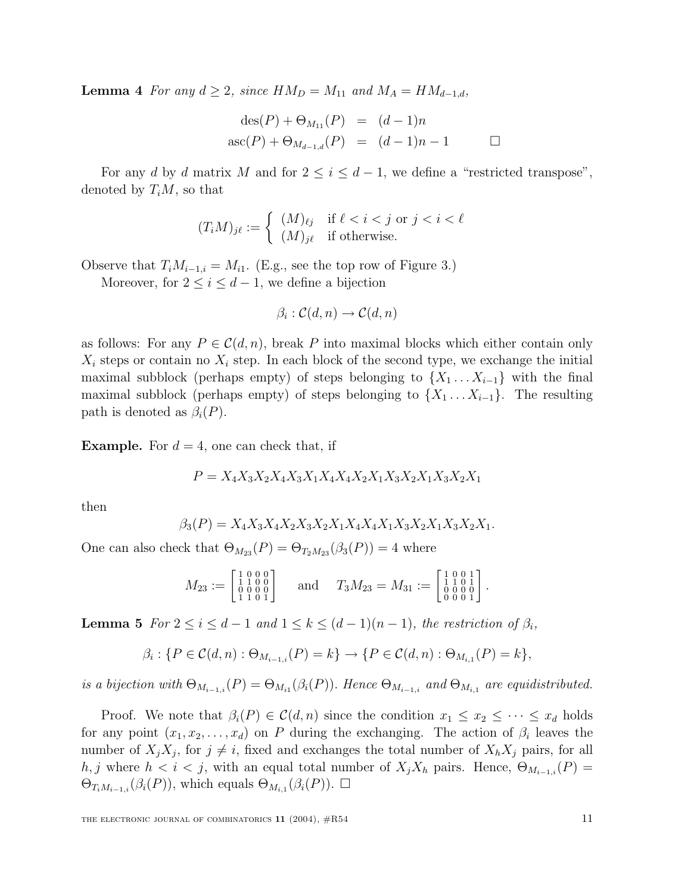**Lemma 4** *For any $d \geq 2$, since $HM_D = M_{11}$ and $M_A = HM_{d-1,d}$,*

$$\begin{aligned} \operatorname{des}(P) + \Theta_{M_{11}}(P) &= (d-1)n \\ \operatorname{asc}(P) + \Theta_{M_{d-1,d}}(P) &= (d-1)n - 1 \qquad \square \end{aligned}$$

For any $d$ by $d$ matrix $M$ and for $2 \leq i \leq d-1$, we define a "restricted transpose", denoted by $T_i M$, so that

$$(T_i M)_{j\ell} := \begin{cases} (M)_{\ell j} & \text{if } \ell < i < j \text{ or } j < i < \ell \\ (M)_{j\ell} & \text{if otherwise.} \end{cases}$$

Observe that $T_i M_{i-1,i} = M_{i1}$. (E.g., see the top row of Figure 3.)

Moreover, for $2 \leq i \leq d-1$, we define a bijection

$$\beta_i : \mathcal{C}(d,n) \rightarrow \mathcal{C}(d,n)$$

as follows: For any $P \in \mathcal{C}(d,n)$, break $P$ into maximal blocks which either contain only $X_i$ steps or contain no $X_i$ step. In each block of the second type, we exchange the initial maximal subblock (perhaps empty) of steps belonging to $\{X_1 \ldots X_{i-1}\}$ with the final maximal subblock (perhaps empty) of steps belonging to $\{X_1 \ldots X_{i-1}\}$. The resulting path is denoted as $\beta_i(P)$.

**Example.** For $d = 4$, one can check that, if

$$P = X_4X_3X_2X_4X_3X_1X_4X_4X_2X_1X_3X_2X_1X_3X_2X_1$$

then

$$\beta_3(P) = X_4X_3X_4X_2X_3X_2X_1X_4X_4X_1X_3X_2X_1X_3X_2X_1.$$

One can also check that $\Theta_{M_{23}}(P) = \Theta_{T_2 M_{23}}(\beta_3(P)) = 4$ where

$$M_{23} := \begin{bmatrix} 1&0&0&0 \\ 1&1&0&0 \\ 0&0&0&0 \\ 1&1&0&1 \end{bmatrix} \quad \text{and} \quad T_3 M_{23} = M_{31} := \begin{bmatrix} 1&0&0&1 \\ 1&1&0&1 \\ 0&0&0&0 \\ 0&0&0&1 \end{bmatrix}.$$

**Lemma 5** *For $2 \leq i \leq d-1$ and $1 \leq k \leq (d-1)(n-1)$, the restriction of $\beta_i$,*

$$\beta_i : \{P \in \mathcal{C}(d,n) : \Theta_{M_{i-1,i}}(P) = k\} \rightarrow \{P \in \mathcal{C}(d,n) : \Theta_{M_{i,1}}(P) = k\},$$

*is a bijection with $\Theta_{M_{i-1,i}}(P) = \Theta_{M_{i1}}(\beta_i(P))$. Hence $\Theta_{M_{i-1,i}}$ and $\Theta_{M_{i,1}}$ are equidistributed.*

Proof. We note that $\beta_i(P) \in \mathcal{C}(d,n)$ since the condition $x_1 \leq x_2 \leq \cdots \leq x_d$ holds for any point $(x_1, x_2, \ldots, x_d)$ on $P$ during the exchanging. The action of $\beta_i$ leaves the number of $X_jX_j$, for $j \neq i$, fixed and exchanges the total number of $X_hX_j$ pairs, for all $h, j$ where $h < i < j$, with an equal total number of $X_jX_h$ pairs. Hence, $\Theta_{M_{i-1,i}}(P) = \Theta_{T_i M_{i-1,i}}(\beta_i(P))$, which equals $\Theta_{M_{i,1}}(\beta_i(P))$. $\square$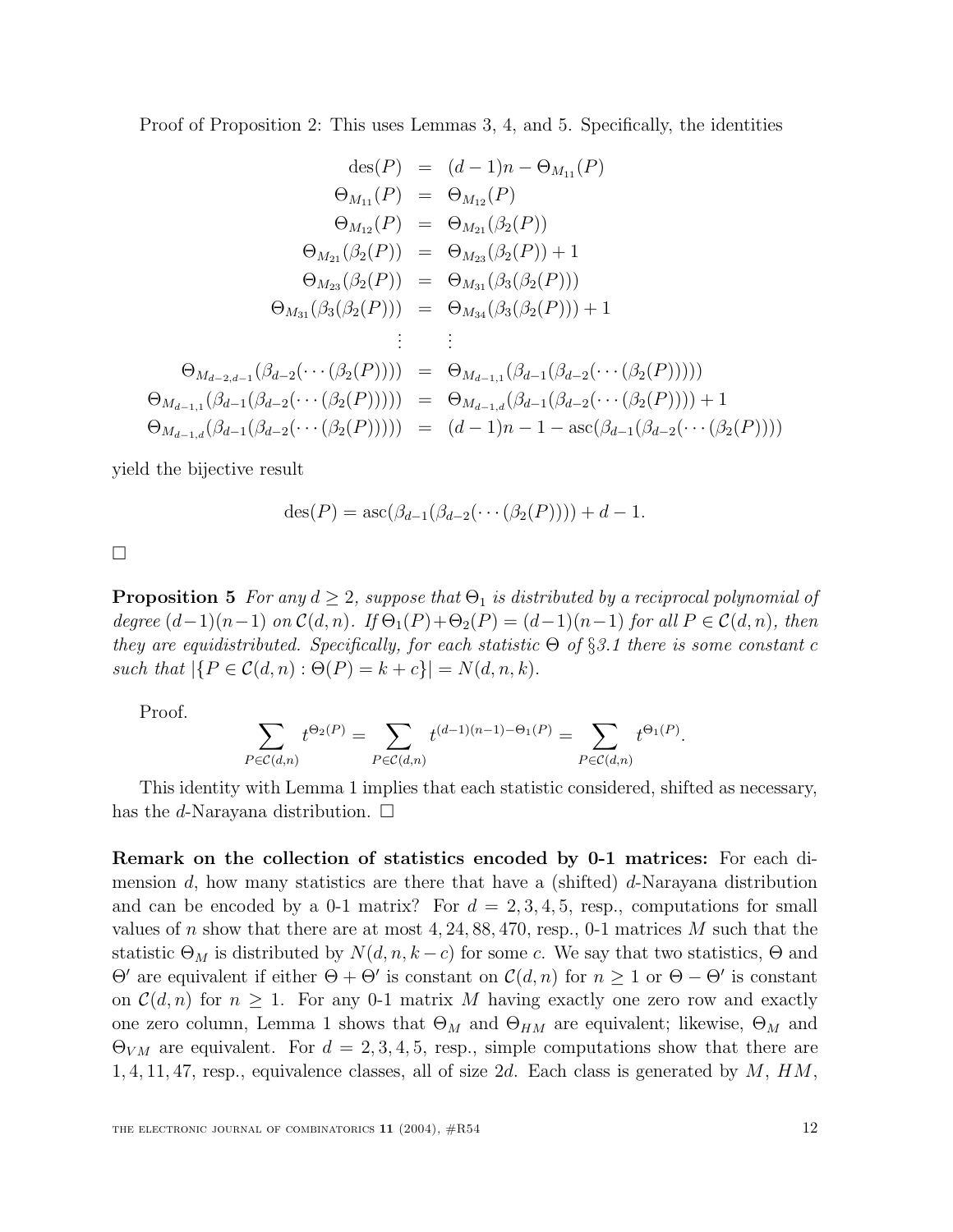Proof of Proposition 2: This uses Lemmas 3, 4, and 5. Specifically, the identities

$$
\begin{aligned}
\operatorname{des}(P) &= (d-1)n - \Theta_{M_{11}}(P) \\
\Theta_{M_{11}}(P) &= \Theta_{M_{12}}(P) \\
\Theta_{M_{12}}(P) &= \Theta_{M_{21}}(\beta_2(P)) \\
\Theta_{M_{21}}(\beta_2(P)) &= \Theta_{M_{23}}(\beta_2(P)) + 1 \\
\Theta_{M_{23}}(\beta_2(P)) &= \Theta_{M_{31}}(\beta_3(\beta_2(P))) \\
\Theta_{M_{31}}(\beta_3(\beta_2(P))) &= \Theta_{M_{34}}(\beta_3(\beta_2(P))) + 1 \\
&\vdots \quad \vdots \\
\Theta_{M_{d-2,d-1}}(\beta_{d-2}(\cdots(\beta_2(P)))) &= \Theta_{M_{d-1,1}}(\beta_{d-1}(\beta_{d-2}(\cdots(\beta_2(P))))) \\
\Theta_{M_{d-1,1}}(\beta_{d-1}(\beta_{d-2}(\cdots(\beta_2(P))))) &= \Theta_{M_{d-1,d}}(\beta_{d-1}(\beta_{d-2}(\cdots(\beta_2(P)))) + 1 \\
\Theta_{M_{d-1,d}}(\beta_{d-1}(\beta_{d-2}(\cdots(\beta_2(P))))) &= (d-1)n - 1 - \operatorname{asc}(\beta_{d-1}(\beta_{d-2}(\cdots(\beta_2(P))))
\end{aligned}
$$

yield the bijective result

$$\operatorname{des}(P) = \operatorname{asc}(\beta_{d-1}(\beta_{d-2}(\cdots(\beta_2(P)))) + d - 1.$$

□

**Proposition 5** *For any $d \geq 2$, suppose that $\Theta_1$ is distributed by a reciprocal polynomial of degree $(d-1)(n-1)$ on $\mathcal{C}(d,n)$. If $\Theta_1(P) + \Theta_2(P) = (d-1)(n-1)$ for all $P \in \mathcal{C}(d,n)$, then they are equidistributed. Specifically, for each statistic $\Theta$ of §3.1 there is some constant $c$ such that $|\{P \in \mathcal{C}(d,n) : \Theta(P) = k + c\}| = N(d,n,k)$.*

Proof.

$$\sum_{P \in \mathcal{C}(d,n)} t^{\Theta_2(P)} = \sum_{P \in \mathcal{C}(d,n)} t^{(d-1)(n-1) - \Theta_1(P)} = \sum_{P \in \mathcal{C}(d,n)} t^{\Theta_1(P)}.$$

This identity with Lemma 1 implies that each statistic considered, shifted as necessary, has the $d$-Narayana distribution. □

**Remark on the collection of statistics encoded by 0-1 matrices:** For each dimension $d$, how many statistics are there that have a (shifted) $d$-Narayana distribution and can be encoded by a 0-1 matrix? For $d = 2, 3, 4, 5$, resp., computations for small values of $n$ show that there are at most $4, 24, 88, 470$, resp., 0-1 matrices $M$ such that the statistic $\Theta_M$ is distributed by $N(d, n, k - c)$ for some $c$. We say that two statistics, $\Theta$ and $\Theta'$ are equivalent if either $\Theta + \Theta'$ is constant on $\mathcal{C}(d,n)$ for $n \geq 1$ or $\Theta - \Theta'$ is constant on $\mathcal{C}(d,n)$ for $n \geq 1$. For any 0-1 matrix $M$ having exactly one zero row and exactly one zero column, Lemma 1 shows that $\Theta_M$ and $\Theta_{HM}$ are equivalent; likewise, $\Theta_M$ and $\Theta_{VM}$ are equivalent. For $d = 2, 3, 4, 5$, resp., simple computations show that there are $1, 4, 11, 47$, resp., equivalence classes, all of size $2d$. Each class is generated by $M$, $HM$,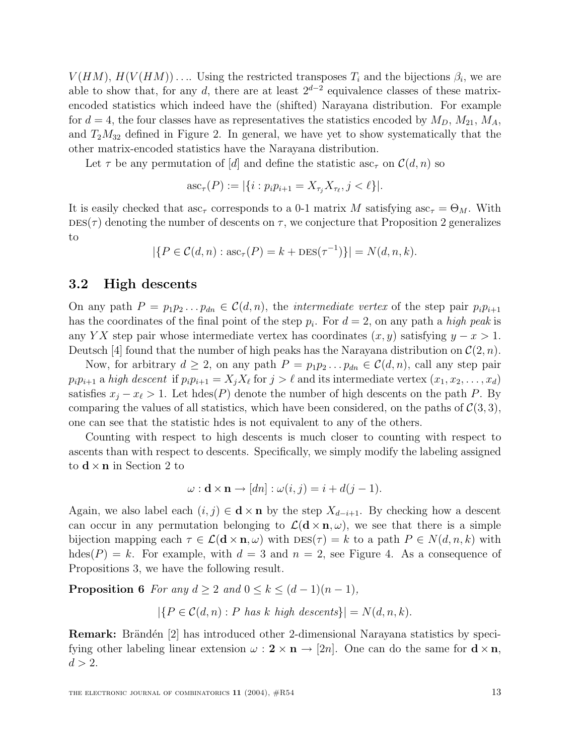$V(HM)$, $H(V(HM))\ldots$. Using the restricted transposes $T_i$ and the bijections $\beta_i$, we are able to show that, for any $d$, there are at least $2^{d-2}$ equivalence classes of these matrix-encoded statistics which indeed have the (shifted) Narayana distribution. For example for $d = 4$, the four classes have as representatives the statistics encoded by $M_D$, $M_{21}$, $M_A$, and $T_2M_{32}$ defined in Figure 2. In general, we have yet to show systematically that the other matrix-encoded statistics have the Narayana distribution.

Let $\tau$ be any permutation of $[d]$ and define the statistic $\mathrm{asc}_\tau$ on $\mathcal{C}(d, n)$ so

$$\mathrm{asc}_\tau(P) := |\{i : p_ip_{i+1} = X_{\tau_j}X_{\tau_\ell}, j < \ell\}|.$$

It is easily checked that $\mathrm{asc}_\tau$ corresponds to a 0-1 matrix $M$ satisfying $\mathrm{asc}_\tau = \Theta_M$. With $\mathrm{DES}(\tau)$ denoting the number of descents on $\tau$, we conjecture that Proposition 2 generalizes to

$$|\{P \in \mathcal{C}(d, n) : \mathrm{asc}_\tau(P) = k + \mathrm{DES}(\tau^{-1})\}| = N(d, n, k).$$

## 3.2 High descents

On any path $P = p_1p_2 \ldots p_{dn} \in \mathcal{C}(d, n)$, the *intermediate vertex* of the step pair $p_ip_{i+1}$ has the coordinates of the final point of the step $p_i$. For $d = 2$, on any path a *high peak* is any $YX$ step pair whose intermediate vertex has coordinates $(x, y)$ satisfying $y - x > 1$. Deutsch [4] found that the number of high peaks has the Narayana distribution on $\mathcal{C}(2, n)$.

Now, for arbitrary $d \geq 2$, on any path $P = p_1p_2 \ldots p_{dn} \in \mathcal{C}(d, n)$, call any step pair $p_ip_{i+1}$ a *high descent* if $p_ip_{i+1} = X_jX_\ell$ for $j > \ell$ and its intermediate vertex $(x_1, x_2, \ldots, x_d)$ satisfies $x_j - x_\ell > 1$. Let $\mathrm{hdes}(P)$ denote the number of high descents on the path $P$. By comparing the values of all statistics, which have been considered, on the paths of $\mathcal{C}(3, 3)$, one can see that the statistic hdes is not equivalent to any of the others.

Counting with respect to high descents is much closer to counting with respect to ascents than with respect to descents. Specifically, we simply modify the labeling assigned to $\mathbf{d} \times \mathbf{n}$ in Section 2 to

$$\omega : \mathbf{d} \times \mathbf{n} \to [dn] : \omega(i, j) = i + d(j - 1).$$

Again, we also label each $(i, j) \in \mathbf{d} \times \mathbf{n}$ by the step $X_{d-i+1}$. By checking how a descent can occur in any permutation belonging to $\mathcal{L}(\mathbf{d} \times \mathbf{n}, \omega)$, we see that there is a simple bijection mapping each $\tau \in \mathcal{L}(\mathbf{d} \times \mathbf{n}, \omega)$ with $\mathrm{DES}(\tau) = k$ to a path $P \in N(d, n, k)$ with $\mathrm{hdes}(P) = k$. For example, with $d = 3$ and $n = 2$, see Figure 4. As a consequence of Propositions 3, we have the following result.

**Proposition 6** *For any $d \geq 2$ and $0 \leq k \leq (d - 1)(n - 1)$,*

$$|\{P \in \mathcal{C}(d, n) : P \text{ has } k \text{ high descents}\}| = N(d, n, k).$$

**Remark:** Brändén [2] has introduced other 2-dimensional Narayana statistics by specifying other labeling linear extension $\omega : \mathbf{2} \times \mathbf{n} \to [2n]$. One can do the same for $\mathbf{d} \times \mathbf{n}$, $d > 2$.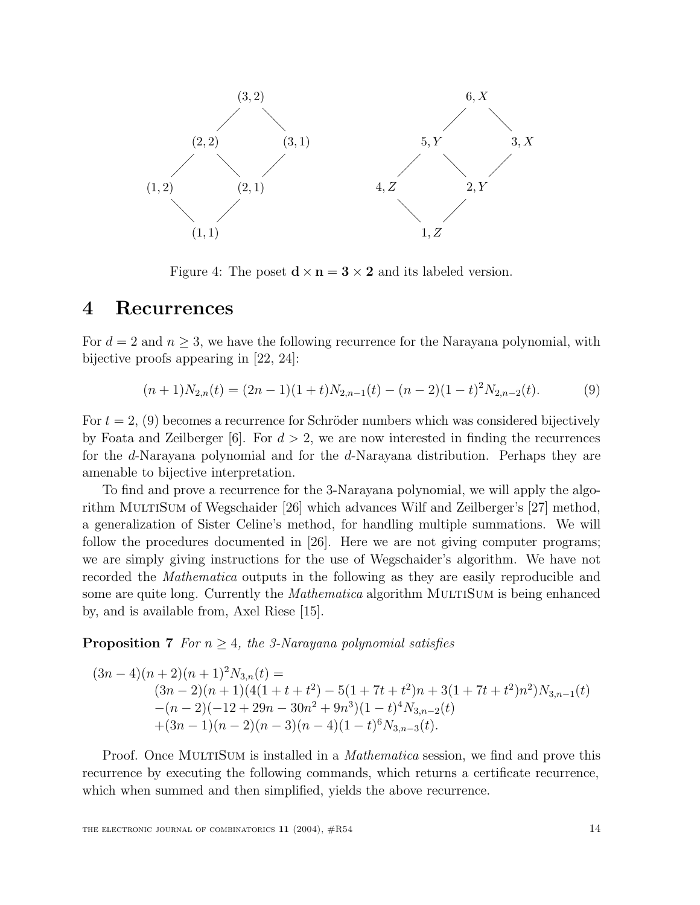Figure 4: The poset $\mathbf{d} \times \mathbf{n} = \mathbf{3} \times \mathbf{2}$ and its labeled version.

# 4 Recurrences

For $d = 2$ and $n \geq 3$, we have the following recurrence for the Narayana polynomial, with bijective proofs appearing in [22, 24]:

$$(n+1)N_{2,n}(t) = (2n-1)(1+t)N_{2,n-1}(t) - (n-2)(1-t)^2 N_{2,n-2}(t). \tag{9}$$

For $t = 2$, (9) becomes a recurrence for Schröder numbers which was considered bijectively by Foata and Zeilberger [6]. For $d > 2$, we are now interested in finding the recurrences for the $d$-Narayana polynomial and for the $d$-Narayana distribution. Perhaps they are amenable to bijective interpretation.

To find and prove a recurrence for the 3-Narayana polynomial, we will apply the algorithm MultiSum of Wegschaider [26] which advances Wilf and Zeilberger's [27] method, a generalization of Sister Celine's method, for handling multiple summations. We will follow the procedures documented in [26]. Here we are not giving computer programs; we are simply giving instructions for the use of Wegschaider's algorithm. We have not recorded the *Mathematica* outputs in the following as they are easily reproducible and some are quite long. Currently the *Mathematica* algorithm MultiSum is being enhanced by, and is available from, Axel Riese [15].

**Proposition 7** *For $n \geq 4$, the 3-Narayana polynomial satisfies*

$$\begin{aligned}
&(3n-4)(n+2)(n+1)^2 N_{3,n}(t) = \\
&\qquad (3n-2)(n+1)(4(1+t+t^2) - 5(1+7t+t^2)n + 3(1+7t+t^2)n^2)N_{3,n-1}(t) \\
&\qquad -(n-2)(-12+29n-30n^2+9n^3)(1-t)^4 N_{3,n-2}(t) \\
&\qquad +(3n-1)(n-2)(n-3)(n-4)(1-t)^6 N_{3,n-3}(t).
\end{aligned}$$

Proof. Once MultiSum is installed in a *Mathematica* session, we find and prove this recurrence by executing the following commands, which returns a certificate recurrence, which when summed and then simplified, yields the above recurrence.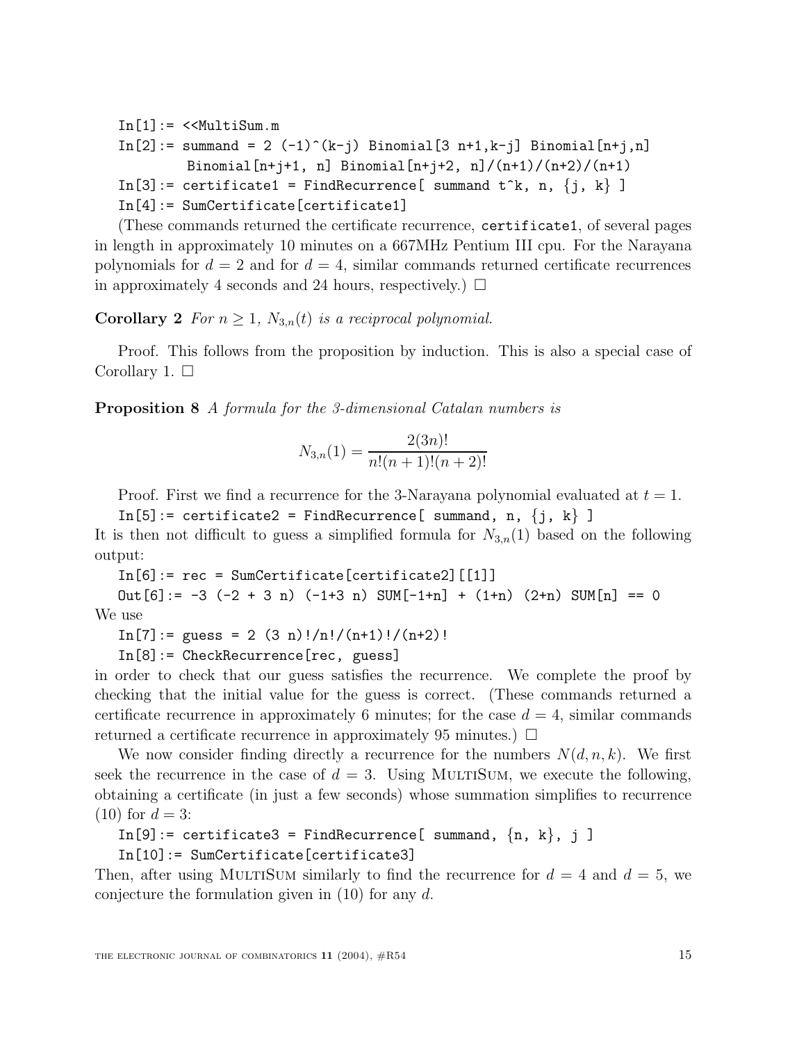```
In[1]:= <<MultiSum.m
In[2]:= summand = 2 (-1)^(k-j) Binomial[3 n+1,k-j] Binomial[n+j,n]
         Binomial[n+j+1, n] Binomial[n+j+2, n]/(n+1)/(n+2)/(n+1)
In[3]:= certificate1 = FindRecurrence[ summand t^k, n, {j, k} ]
In[4]:= SumCertificate[certificate1]
```

(These commands returned the certificate recurrence, `certificate1`, of several pages in length in approximately 10 minutes on a 667MHz Pentium III cpu. For the Narayana polynomials for $d = 2$ and for $d = 4$, similar commands returned certificate recurrences in approximately 4 seconds and 24 hours, respectively.) □

**Corollary 2** *For $n \geq 1$, $N_{3,n}(t)$ is a reciprocal polynomial.*

Proof. This follows from the proposition by induction. This is also a special case of Corollary 1. □

**Proposition 8** *A formula for the 3-dimensional Catalan numbers is*

$$N_{3,n}(1) = \frac{2(3n)!}{n!(n+1)!(n+2)!}$$

Proof. First we find a recurrence for the 3-Narayana polynomial evaluated at $t = 1$.

```
In[5]:= certificate2 = FindRecurrence[ summand, n, {j, k} ]
```

It is then not difficult to guess a simplified formula for $N_{3,n}(1)$ based on the following output:

```
In[6]:= rec = SumCertificate[certificate2][[1]]
Out[6]:= -3 (-2 + 3 n) (-1+3 n) SUM[-1+n] + (1+n) (2+n) SUM[n] == 0
```

We use

```
In[7]:= guess = 2 (3 n)!/n!/(n+1)!/(n+2)!
In[8]:= CheckRecurrence[rec, guess]
```

in order to check that our guess satisfies the recurrence. We complete the proof by checking that the initial value for the guess is correct. (These commands returned a certificate recurrence in approximately 6 minutes; for the case $d = 4$, similar commands returned a certificate recurrence in approximately 95 minutes.) □

We now consider finding directly a recurrence for the numbers $N(d, n, k)$. We first seek the recurrence in the case of $d = 3$. Using MultiSum, we execute the following, obtaining a certificate (in just a few seconds) whose summation simplifies to recurrence (10) for $d = 3$:

```
In[9]:= certificate3 = FindRecurrence[ summand, {n, k}, j ]
In[10]:= SumCertificate[certificate3]
```

Then, after using MultiSum similarly to find the recurrence for $d = 4$ and $d = 5$, we conjecture the formulation given in (10) for any $d$.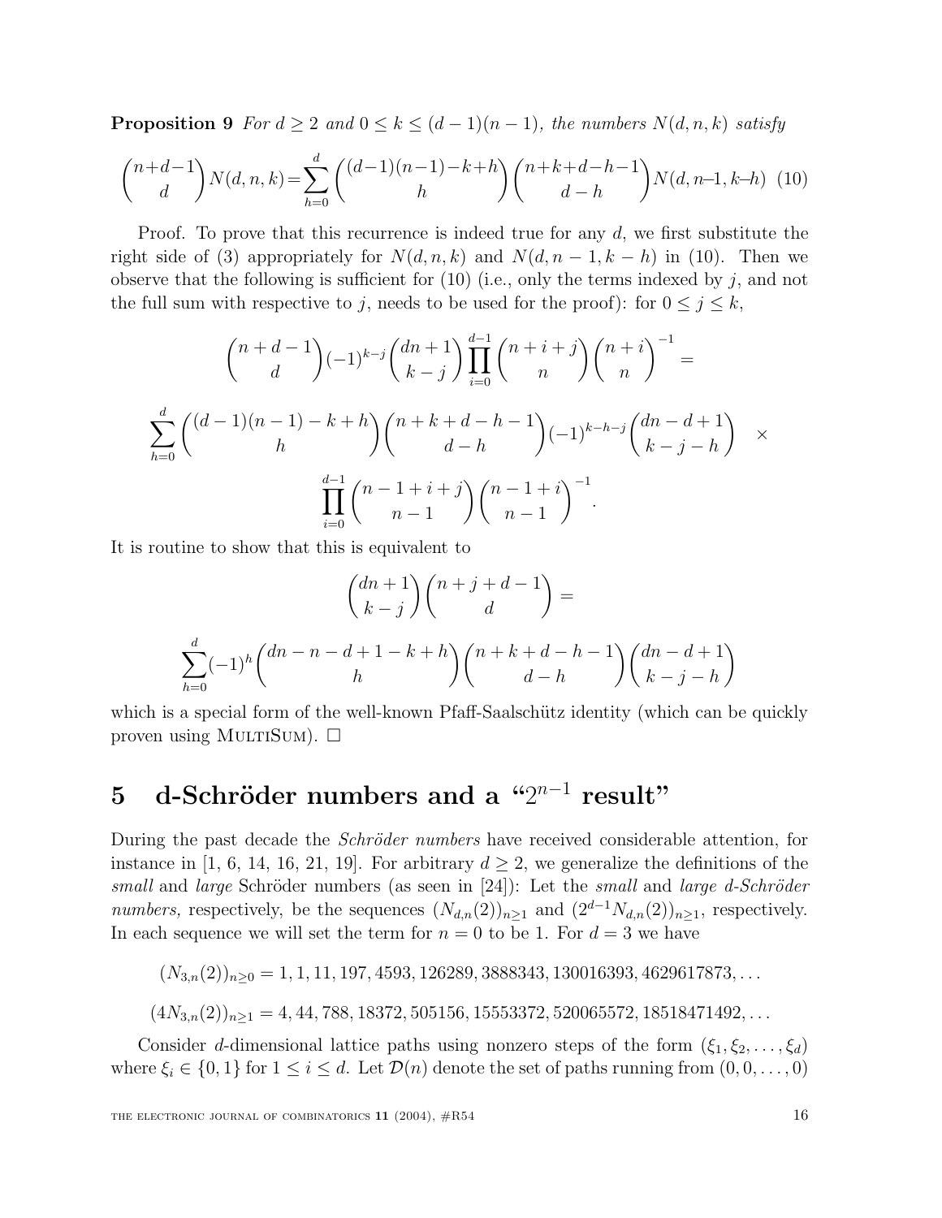**Proposition 9** *For $d \geq 2$ and $0 \leq k \leq (d-1)(n-1)$, the numbers $N(d,n,k)$ satisfy*

$$\binom{n+d-1}{d} N(d,n,k) = \sum_{h=0}^{d} \binom{(d-1)(n-1)-k+h}{h} \binom{n+k+d-h-1}{d-h} N(d,n-1,k-h) \quad (10)$$

Proof. To prove that this recurrence is indeed true for any $d$, we first substitute the right side of (3) appropriately for $N(d,n,k)$ and $N(d,n-1,k-h)$ in (10). Then we observe that the following is sufficient for (10) (i.e., only the terms indexed by $j$, and not the full sum with respective to $j$, needs to be used for the proof): for $0 \leq j \leq k$,

$$\binom{n+d-1}{d} (-1)^{k-j} \binom{dn+1}{k-j} \prod_{i=0}^{d-1} \binom{n+i+j}{n} \binom{n+i}{n}^{-1} =$$

$$\sum_{h=0}^{d} \binom{(d-1)(n-1)-k+h}{h} \binom{n+k+d-h-1}{d-h} (-1)^{k-h-j} \binom{dn-d+1}{k-j-h} \quad \times$$

$$\prod_{i=0}^{d-1} \binom{n-1+i+j}{n-1} \binom{n-1+i}{n-1}^{-1}.$$

It is routine to show that this is equivalent to

$$\binom{dn+1}{k-j} \binom{n+j+d-1}{d} =$$

$$\sum_{h=0}^{d} (-1)^h \binom{dn-n-d+1-k+h}{h} \binom{n+k+d-h-1}{d-h} \binom{dn-d+1}{k-j-h}$$

which is a special form of the well-known Pfaff-Saalschütz identity (which can be quickly proven using MultiSum). $\square$

# 5 d-Schröder numbers and a "$2^{n-1}$ result"

During the past decade the *Schröder numbers* have received considerable attention, for instance in [1, 6, 14, 16, 21, 19]. For arbitrary $d \geq 2$, we generalize the definitions of the *small* and *large* Schröder numbers (as seen in [24]): Let the *small* and *large d-Schröder numbers,* respectively, be the sequences $(N_{d,n}(2))_{n \geq 1}$ and $(2^{d-1} N_{d,n}(2))_{n \geq 1}$, respectively. In each sequence we will set the term for $n = 0$ to be 1. For $d = 3$ we have

$$(N_{3,n}(2))_{n \geq 0} = 1, 1, 11, 197, 4593, 126289, 3888343, 130016393, 4629617873, \ldots$$

$$(4N_{3,n}(2))_{n \geq 1} = 4, 44, 788, 18372, 505156, 15553372, 520065572, 18518471492, \ldots$$

Consider $d$-dimensional lattice paths using nonzero steps of the form $(\xi_1, \xi_2, \ldots, \xi_d)$ where $\xi_i \in \{0, 1\}$ for $1 \leq i \leq d$. Let $\mathcal{D}(n)$ denote the set of paths running from $(0, 0, \ldots, 0)$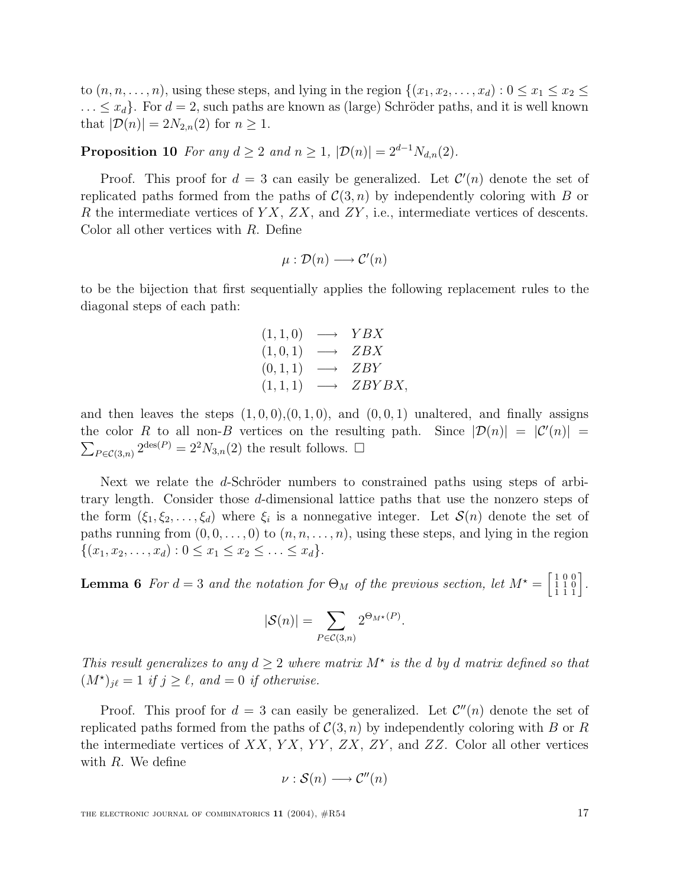to $(n, n, \ldots, n)$, using these steps, and lying in the region $\{(x_1, x_2, \ldots, x_d) : 0 \le x_1 \le x_2 \le \ldots \le x_d\}$. For $d = 2$, such paths are known as (large) Schröder paths, and it is well known that $|\mathcal{D}(n)| = 2N_{2,n}(2)$ for $n \ge 1$.

**Proposition 10** *For any $d \ge 2$ and $n \ge 1$, $|\mathcal{D}(n)| = 2^{d-1}N_{d,n}(2)$.*

Proof. This proof for $d = 3$ can easily be generalized. Let $\mathcal{C}'(n)$ denote the set of replicated paths formed from the paths of $\mathcal{C}(3, n)$ by independently coloring with $B$ or $R$ the intermediate vertices of $YX$, $ZX$, and $ZY$, i.e., intermediate vertices of descents. Color all other vertices with $R$. Define

$$\mu : \mathcal{D}(n) \longrightarrow \mathcal{C}'(n)$$

to be the bijection that first sequentially applies the following replacement rules to the diagonal steps of each path:

$$\begin{array}{rcl} (1,1,0) & \longrightarrow & YBX \\ (1,0,1) & \longrightarrow & ZBX \\ (0,1,1) & \longrightarrow & ZBY \\ (1,1,1) & \longrightarrow & ZBYBX, \end{array}$$

and then leaves the steps $(1,0,0)$,$(0,1,0)$, and $(0,0,1)$ unaltered, and finally assigns the color $R$ to all non-$B$ vertices on the resulting path. Since $|\mathcal{D}(n)| = |\mathcal{C}'(n)| = \sum_{P \in \mathcal{C}(3,n)} 2^{\mathrm{des}(P)} = 2^2 N_{3,n}(2)$ the result follows. $\square$

Next we relate the $d$-Schröder numbers to constrained paths using steps of arbitrary length. Consider those $d$-dimensional lattice paths that use the nonzero steps of the form $(\xi_1, \xi_2, \ldots, \xi_d)$ where $\xi_i$ is a nonnegative integer. Let $\mathcal{S}(n)$ denote the set of paths running from $(0, 0, \ldots, 0)$ to $(n, n, \ldots, n)$, using these steps, and lying in the region $\{(x_1, x_2, \ldots, x_d) : 0 \le x_1 \le x_2 \le \ldots \le x_d\}$.

**Lemma 6** *For $d = 3$ and the notation for $\Theta_M$ of the previous section, let $M^\star = \left[\begin{smallmatrix} 1 & 0 & 0 \\ 1 & 1 & 0 \\ 1 & 1 & 1 \end{smallmatrix}\right]$.*

$$|\mathcal{S}(n)| = \sum_{P \in \mathcal{C}(3,n)} 2^{\Theta_{M^\star}(P)}.$$

*This result generalizes to any $d \ge 2$ where matrix $M^\star$ is the $d$ by $d$ matrix defined so that $(M^\star)_{j\ell} = 1$ if $j \ge \ell$, and $= 0$ if otherwise.*

Proof. This proof for $d = 3$ can easily be generalized. Let $\mathcal{C}''(n)$ denote the set of replicated paths formed from the paths of $\mathcal{C}(3, n)$ by independently coloring with $B$ or $R$ the intermediate vertices of $XX$, $YX$, $YY$, $ZX$, $ZY$, and $ZZ$. Color all other vertices with $R$. We define

$$\nu : \mathcal{S}(n) \longrightarrow \mathcal{C}''(n)$$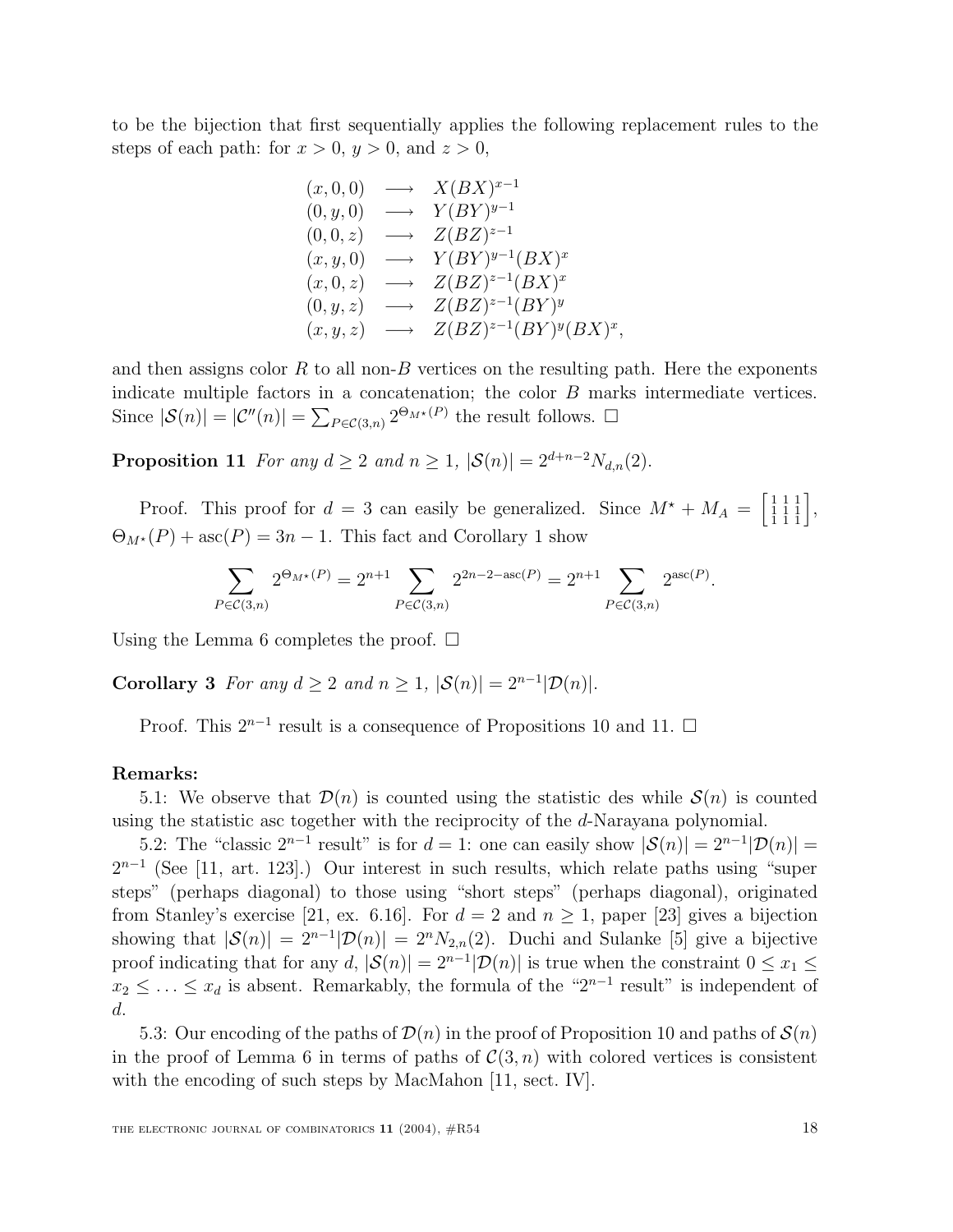to be the bijection that first sequentially applies the following replacement rules to the steps of each path: for $x > 0$, $y > 0$, and $z > 0$,

$$
\begin{array}{lcl}
(x,0,0) & \longrightarrow & X(BX)^{x-1} \\
(0,y,0) & \longrightarrow & Y(BY)^{y-1} \\
(0,0,z) & \longrightarrow & Z(BZ)^{z-1} \\
(x,y,0) & \longrightarrow & Y(BY)^{y-1}(BX)^{x} \\
(x,0,z) & \longrightarrow & Z(BZ)^{z-1}(BX)^{x} \\
(0,y,z) & \longrightarrow & Z(BZ)^{z-1}(BY)^{y} \\
(x,y,z) & \longrightarrow & Z(BZ)^{z-1}(BY)^{y}(BX)^{x},
\end{array}
$$

and then assigns color $R$ to all non-$B$ vertices on the resulting path. Here the exponents indicate multiple factors in a concatenation; the color $B$ marks intermediate vertices. Since $|\mathcal{S}(n)| = |\mathcal{C}''(n)| = \sum_{P \in \mathcal{C}(3,n)} 2^{\Theta_{M^\star}(P)}$ the result follows. □

**Proposition 11** *For any $d \geq 2$ and $n \geq 1$, $|\mathcal{S}(n)| = 2^{d+n-2} N_{d,n}(2)$.*

Proof. This proof for $d = 3$ can easily be generalized. Since $M^\star + M_A = \left[\begin{smallmatrix} 1 & 1 & 1 \\ 1 & 1 & 1 \\ 1 & 1 & 1 \end{smallmatrix}\right]$, $\Theta_{M^\star}(P) + \operatorname{asc}(P) = 3n - 1$. This fact and Corollary 1 show

$$\sum_{P \in \mathcal{C}(3,n)} 2^{\Theta_{M^\star}(P)} = 2^{n+1} \sum_{P \in \mathcal{C}(3,n)} 2^{2n-2-\operatorname{asc}(P)} = 2^{n+1} \sum_{P \in \mathcal{C}(3,n)} 2^{\operatorname{asc}(P)}.$$

Using the Lemma 6 completes the proof. □

**Corollary 3** *For any $d \geq 2$ and $n \geq 1$, $|\mathcal{S}(n)| = 2^{n-1}|\mathcal{D}(n)|$.*

Proof. This $2^{n-1}$ result is a consequence of Propositions 10 and 11. □

**Remarks:**

5.1: We observe that $\mathcal{D}(n)$ is counted using the statistic des while $\mathcal{S}(n)$ is counted using the statistic asc together with the reciprocity of the $d$-Narayana polynomial.

5.2: The "classic $2^{n-1}$ result" is for $d = 1$: one can easily show $|\mathcal{S}(n)| = 2^{n-1}|\mathcal{D}(n)| = 2^{n-1}$ (See [11, art. 123].) Our interest in such results, which relate paths using "super steps" (perhaps diagonal) to those using "short steps" (perhaps diagonal), originated from Stanley's exercise [21, ex. 6.16]. For $d = 2$ and $n \geq 1$, paper [23] gives a bijection showing that $|\mathcal{S}(n)| = 2^{n-1}|\mathcal{D}(n)| = 2^n N_{2,n}(2)$. Duchi and Sulanke [5] give a bijective proof indicating that for any $d$, $|\mathcal{S}(n)| = 2^{n-1}|\mathcal{D}(n)|$ is true when the constraint $0 \leq x_1 \leq x_2 \leq \ldots \leq x_d$ is absent. Remarkably, the formula of the "$2^{n-1}$ result" is independent of $d$.

5.3: Our encoding of the paths of $\mathcal{D}(n)$ in the proof of Proposition 10 and paths of $\mathcal{S}(n)$ in the proof of Lemma 6 in terms of paths of $\mathcal{C}(3,n)$ with colored vertices is consistent with the encoding of such steps by MacMahon [11, sect. IV].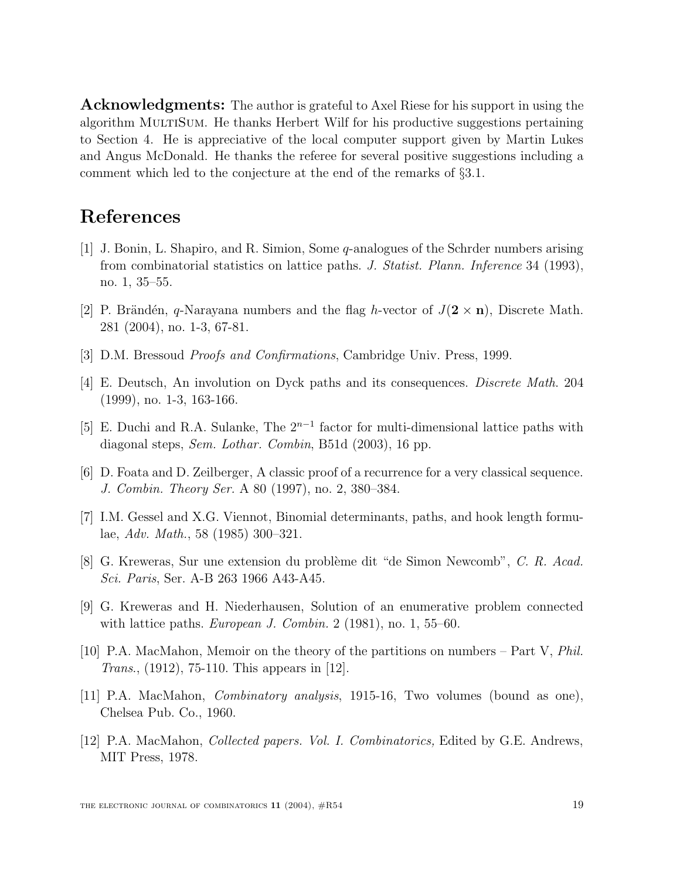**Acknowledgments:** The author is grateful to Axel Riese for his support in using the algorithm MultiSum. He thanks Herbert Wilf for his productive suggestions pertaining to Section 4. He is appreciative of the local computer support given by Martin Lukes and Angus McDonald. He thanks the referee for several positive suggestions including a comment which led to the conjecture at the end of the remarks of §3.1.

# References

[1] J. Bonin, L. Shapiro, and R. Simion, Some $q$-analogues of the Schrder numbers arising from combinatorial statistics on lattice paths. *J. Statist. Plann. Inference* 34 (1993), no. 1, 35–55.

[2] P. Brändén, $q$-Narayana numbers and the flag $h$-vector of $J(\mathbf{2} \times \mathbf{n})$, Discrete Math. 281 (2004), no. 1-3, 67-81.

[3] D.M. Bressoud *Proofs and Confirmations*, Cambridge Univ. Press, 1999.

[4] E. Deutsch, An involution on Dyck paths and its consequences. *Discrete Math.* 204 (1999), no. 1-3, 163-166.

[5] E. Duchi and R.A. Sulanke, The $2^{n-1}$ factor for multi-dimensional lattice paths with diagonal steps, *Sem. Lothar. Combin*, B51d (2003), 16 pp.

[6] D. Foata and D. Zeilberger, A classic proof of a recurrence for a very classical sequence. *J. Combin. Theory Ser.* A 80 (1997), no. 2, 380–384.

[7] I.M. Gessel and X.G. Viennot, Binomial determinants, paths, and hook length formulae, *Adv. Math.*, 58 (1985) 300–321.

[8] G. Kreweras, Sur une extension du problème dit "de Simon Newcomb", *C. R. Acad. Sci. Paris*, Ser. A-B 263 1966 A43-A45.

[9] G. Kreweras and H. Niederhausen, Solution of an enumerative problem connected with lattice paths. *European J. Combin.* 2 (1981), no. 1, 55–60.

[10] P.A. MacMahon, Memoir on the theory of the partitions on numbers – Part V, *Phil. Trans.*, (1912), 75-110. This appears in [12].

[11] P.A. MacMahon, *Combinatory analysis*, 1915-16, Two volumes (bound as one), Chelsea Pub. Co., 1960.

[12] P.A. MacMahon, *Collected papers. Vol. I. Combinatorics,* Edited by G.E. Andrews, MIT Press, 1978.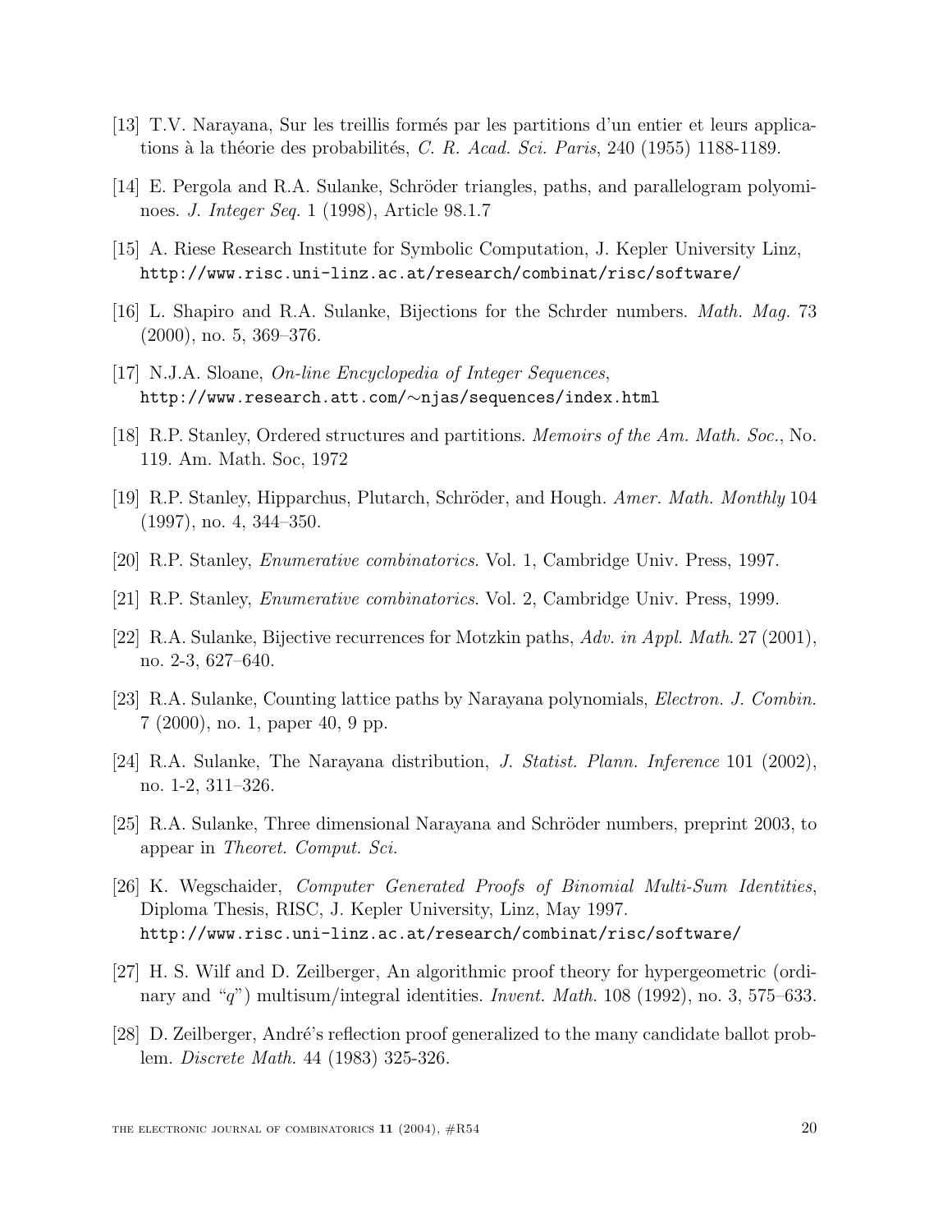[13] T.V. Narayana, Sur les treillis formés par les partitions d'un entier et leurs applications à la théorie des probabilités, *C. R. Acad. Sci. Paris*, 240 (1955) 1188-1189.

[14] E. Pergola and R.A. Sulanke, Schröder triangles, paths, and parallelogram polyominoes. *J. Integer Seq.* 1 (1998), Article 98.1.7

[15] A. Riese Research Institute for Symbolic Computation, J. Kepler University Linz, `http://www.risc.uni-linz.ac.at/research/combinat/risc/software/`

[16] L. Shapiro and R.A. Sulanke, Bijections for the Schrder numbers. *Math. Mag.* 73 (2000), no. 5, 369–376.

[17] N.J.A. Sloane, *On-line Encyclopedia of Integer Sequences*, `http://www.research.att.com/~njas/sequences/index.html`

[18] R.P. Stanley, Ordered structures and partitions. *Memoirs of the Am. Math. Soc.*, No. 119. Am. Math. Soc, 1972

[19] R.P. Stanley, Hipparchus, Plutarch, Schröder, and Hough. *Amer. Math. Monthly* 104 (1997), no. 4, 344–350.

[20] R.P. Stanley, *Enumerative combinatorics*. Vol. 1, Cambridge Univ. Press, 1997.

[21] R.P. Stanley, *Enumerative combinatorics*. Vol. 2, Cambridge Univ. Press, 1999.

[22] R.A. Sulanke, Bijective recurrences for Motzkin paths, *Adv. in Appl. Math.* 27 (2001), no. 2-3, 627–640.

[23] R.A. Sulanke, Counting lattice paths by Narayana polynomials, *Electron. J. Combin.* 7 (2000), no. 1, paper 40, 9 pp.

[24] R.A. Sulanke, The Narayana distribution, *J. Statist. Plann. Inference* 101 (2002), no. 1-2, 311–326.

[25] R.A. Sulanke, Three dimensional Narayana and Schröder numbers, preprint 2003, to appear in *Theoret. Comput. Sci.*

[26] K. Wegschaider, *Computer Generated Proofs of Binomial Multi-Sum Identities*, Diploma Thesis, RISC, J. Kepler University, Linz, May 1997. `http://www.risc.uni-linz.ac.at/research/combinat/risc/software/`

[27] H. S. Wilf and D. Zeilberger, An algorithmic proof theory for hypergeometric (ordinary and "$q$") multisum/integral identities. *Invent. Math.* 108 (1992), no. 3, 575–633.

[28] D. Zeilberger, André's reflection proof generalized to the many candidate ballot problem. *Discrete Math.* 44 (1983) 325-326.